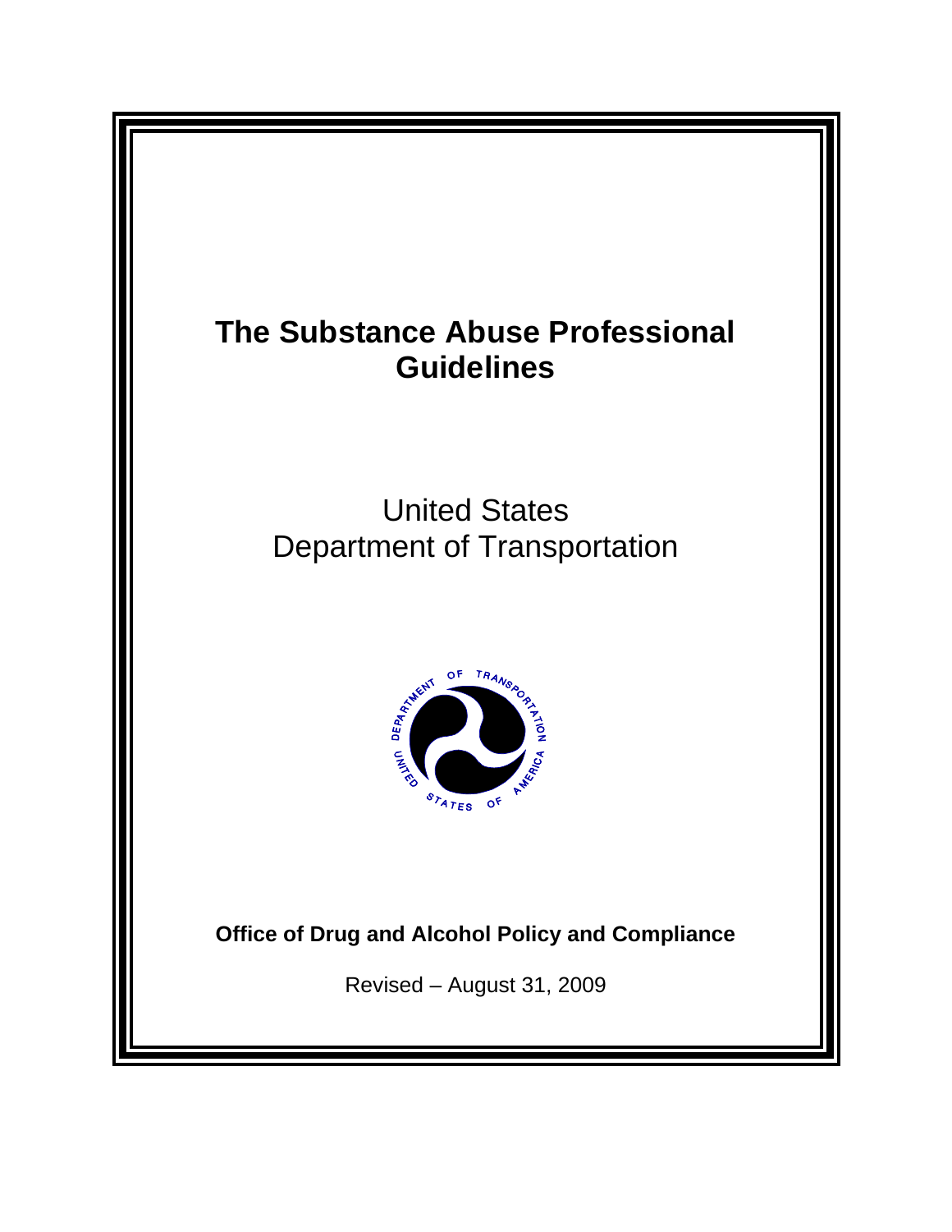# The Substance Abuse Professional Guidelines

United States
Department of Transportation

**Office of Drug and Alcohol Policy and Compliance**

Revised – August 31, 2009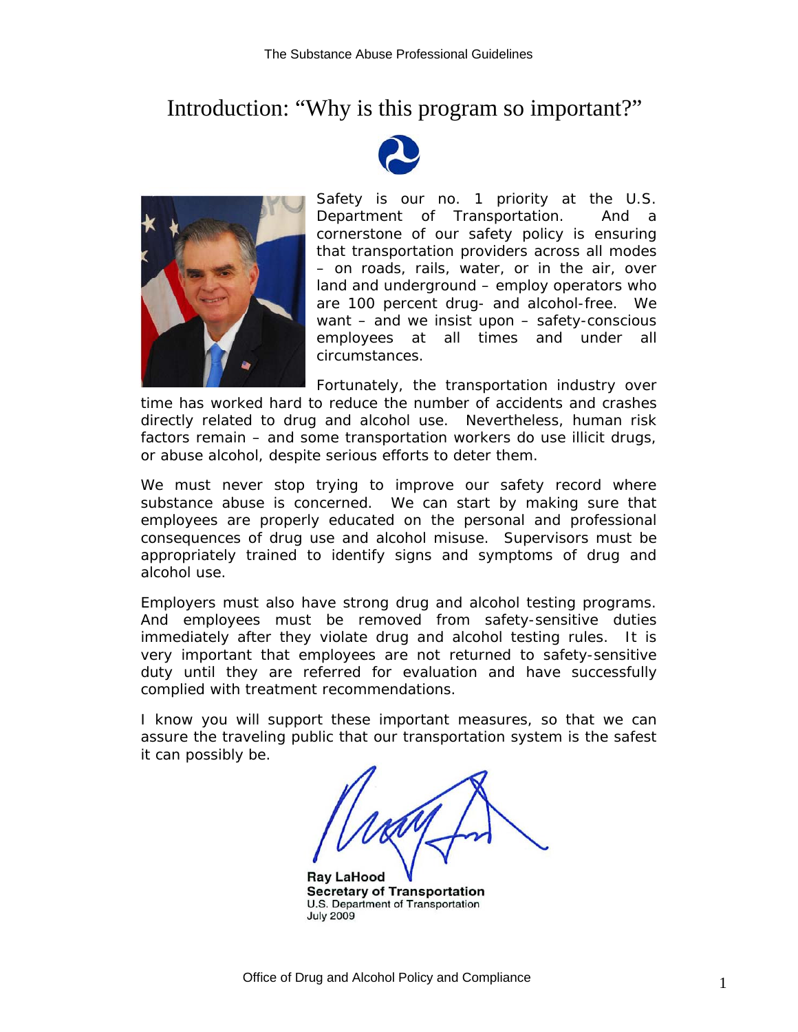# Introduction: "Why is this program so important?"

Safety is our no. 1 priority at the U.S. Department of Transportation. And a cornerstone of our safety policy is ensuring that transportation providers across all modes – on roads, rails, water, or in the air, over land and underground – employ operators who are 100 percent drug- and alcohol-free. We want – and we insist upon – safety-conscious employees at all times and under all circumstances.

Fortunately, the transportation industry over time has worked hard to reduce the number of accidents and crashes directly related to drug and alcohol use. Nevertheless, human risk factors remain – and some transportation workers do use illicit drugs, or abuse alcohol, despite serious efforts to deter them.

We must never stop trying to improve our safety record where substance abuse is concerned. We can start by making sure that employees are properly educated on the personal and professional consequences of drug use and alcohol misuse. Supervisors must be appropriately trained to identify signs and symptoms of drug and alcohol use.

Employers must also have strong drug and alcohol testing programs. And employees must be removed from safety-sensitive duties immediately after they violate drug and alcohol testing rules. It is very important that employees are not returned to safety-sensitive duty until they are referred for evaluation and have successfully complied with treatment recommendations.

I know you will support these important measures, so that we can assure the traveling public that our transportation system is the safest it can possibly be.

**Ray LaHood**
**Secretary of Transportation**
U.S. Department of Transportation
July 2009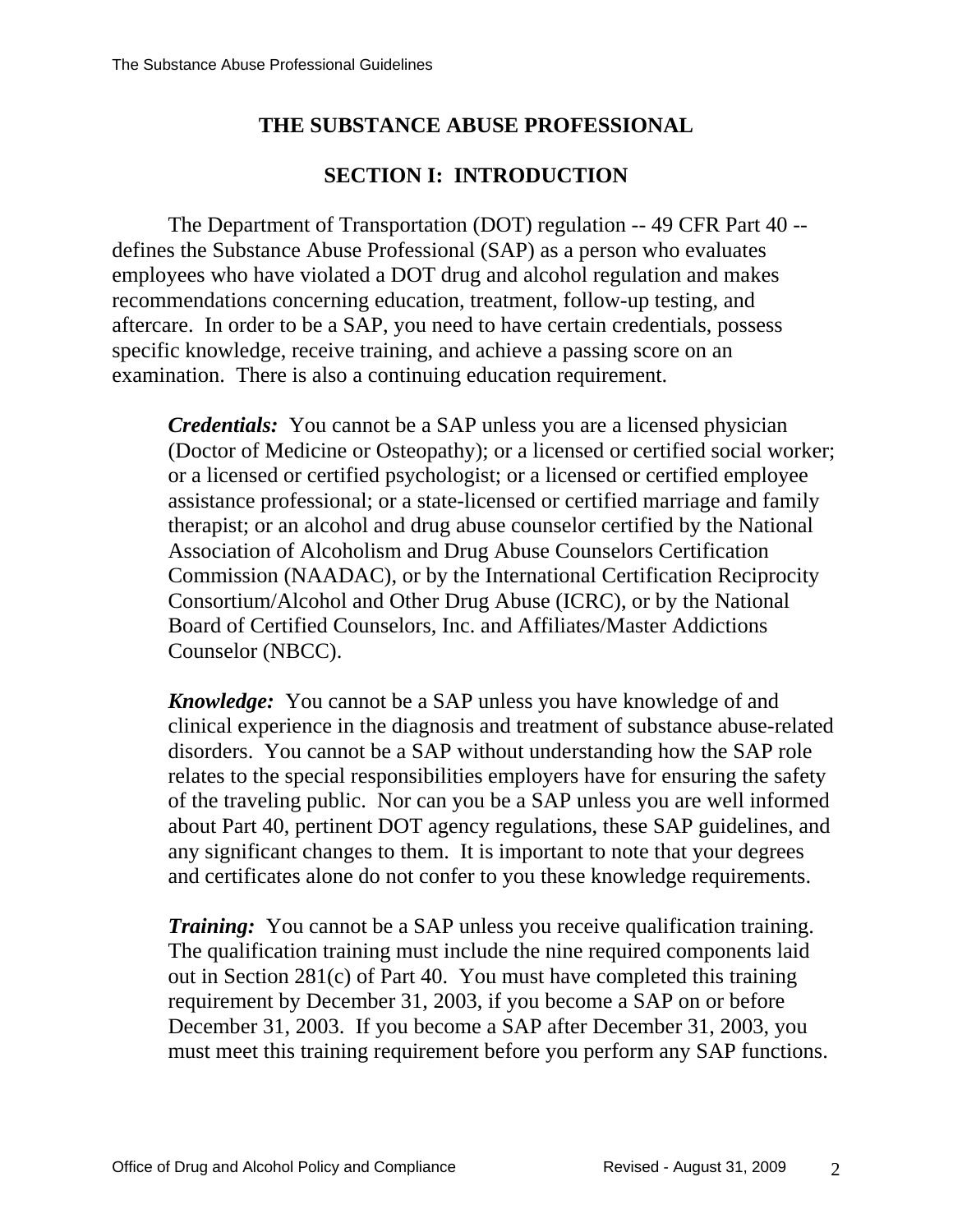# THE SUBSTANCE ABUSE PROFESSIONAL

## SECTION I: INTRODUCTION

The Department of Transportation (DOT) regulation -- 49 CFR Part 40 -- defines the Substance Abuse Professional (SAP) as a person who evaluates employees who have violated a DOT drug and alcohol regulation and makes recommendations concerning education, treatment, follow-up testing, and aftercare. In order to be a SAP, you need to have certain credentials, possess specific knowledge, receive training, and achieve a passing score on an examination. There is also a continuing education requirement.

***Credentials:*** You cannot be a SAP unless you are a licensed physician (Doctor of Medicine or Osteopathy); or a licensed or certified social worker; or a licensed or certified psychologist; or a licensed or certified employee assistance professional; or a state-licensed or certified marriage and family therapist; or an alcohol and drug abuse counselor certified by the National Association of Alcoholism and Drug Abuse Counselors Certification Commission (NAADAC), or by the International Certification Reciprocity Consortium/Alcohol and Other Drug Abuse (ICRC), or by the National Board of Certified Counselors, Inc. and Affiliates/Master Addictions Counselor (NBCC).

***Knowledge:*** You cannot be a SAP unless you have knowledge of and clinical experience in the diagnosis and treatment of substance abuse-related disorders. You cannot be a SAP without understanding how the SAP role relates to the special responsibilities employers have for ensuring the safety of the traveling public. Nor can you be a SAP unless you are well informed about Part 40, pertinent DOT agency regulations, these SAP guidelines, and any significant changes to them. It is important to note that your degrees and certificates alone do not confer to you these knowledge requirements.

***Training:*** You cannot be a SAP unless you receive qualification training. The qualification training must include the nine required components laid out in Section 281(c) of Part 40. You must have completed this training requirement by December 31, 2003, if you become a SAP on or before December 31, 2003. If you become a SAP after December 31, 2003, you must meet this training requirement before you perform any SAP functions.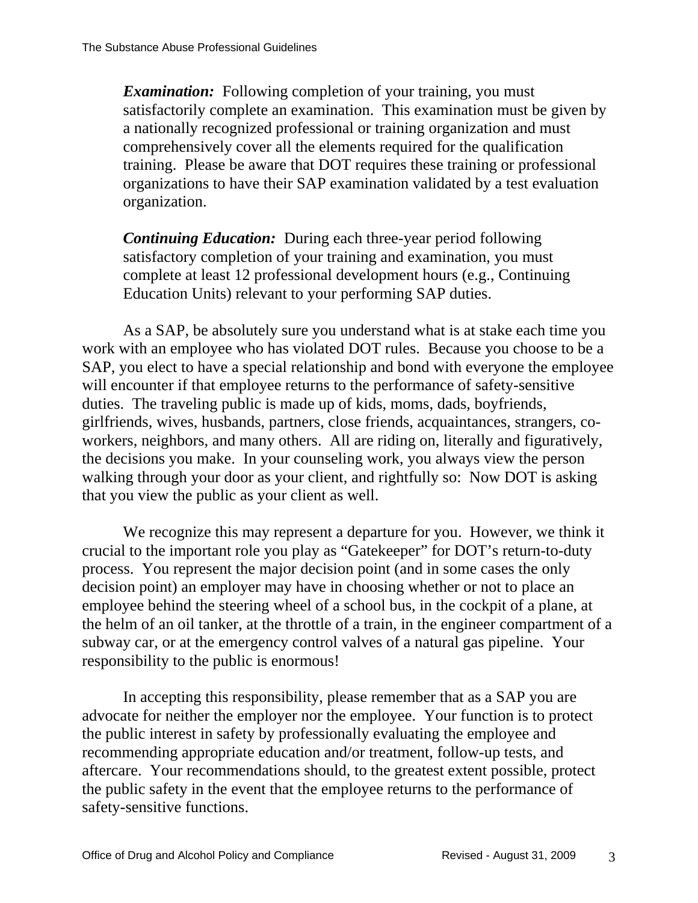***Examination:*** Following completion of your training, you must satisfactorily complete an examination. This examination must be given by a nationally recognized professional or training organization and must comprehensively cover all the elements required for the qualification training. Please be aware that DOT requires these training or professional organizations to have their SAP examination validated by a test evaluation organization.

***Continuing Education:*** During each three-year period following satisfactory completion of your training and examination, you must complete at least 12 professional development hours (e.g., Continuing Education Units) relevant to your performing SAP duties.

As a SAP, be absolutely sure you understand what is at stake each time you work with an employee who has violated DOT rules. Because you choose to be a SAP, you elect to have a special relationship and bond with everyone the employee will encounter if that employee returns to the performance of safety-sensitive duties. The traveling public is made up of kids, moms, dads, boyfriends, girlfriends, wives, husbands, partners, close friends, acquaintances, strangers, co-workers, neighbors, and many others. All are riding on, literally and figuratively, the decisions you make. In your counseling work, you always view the person walking through your door as your client, and rightfully so: Now DOT is asking that you view the public as your client as well.

We recognize this may represent a departure for you. However, we think it crucial to the important role you play as "Gatekeeper" for DOT's return-to-duty process. You represent the major decision point (and in some cases the only decision point) an employer may have in choosing whether or not to place an employee behind the steering wheel of a school bus, in the cockpit of a plane, at the helm of an oil tanker, at the throttle of a train, in the engineer compartment of a subway car, or at the emergency control valves of a natural gas pipeline. Your responsibility to the public is enormous!

In accepting this responsibility, please remember that as a SAP you are advocate for neither the employer nor the employee. Your function is to protect the public interest in safety by professionally evaluating the employee and recommending appropriate education and/or treatment, follow-up tests, and aftercare. Your recommendations should, to the greatest extent possible, protect the public safety in the event that the employee returns to the performance of safety-sensitive functions.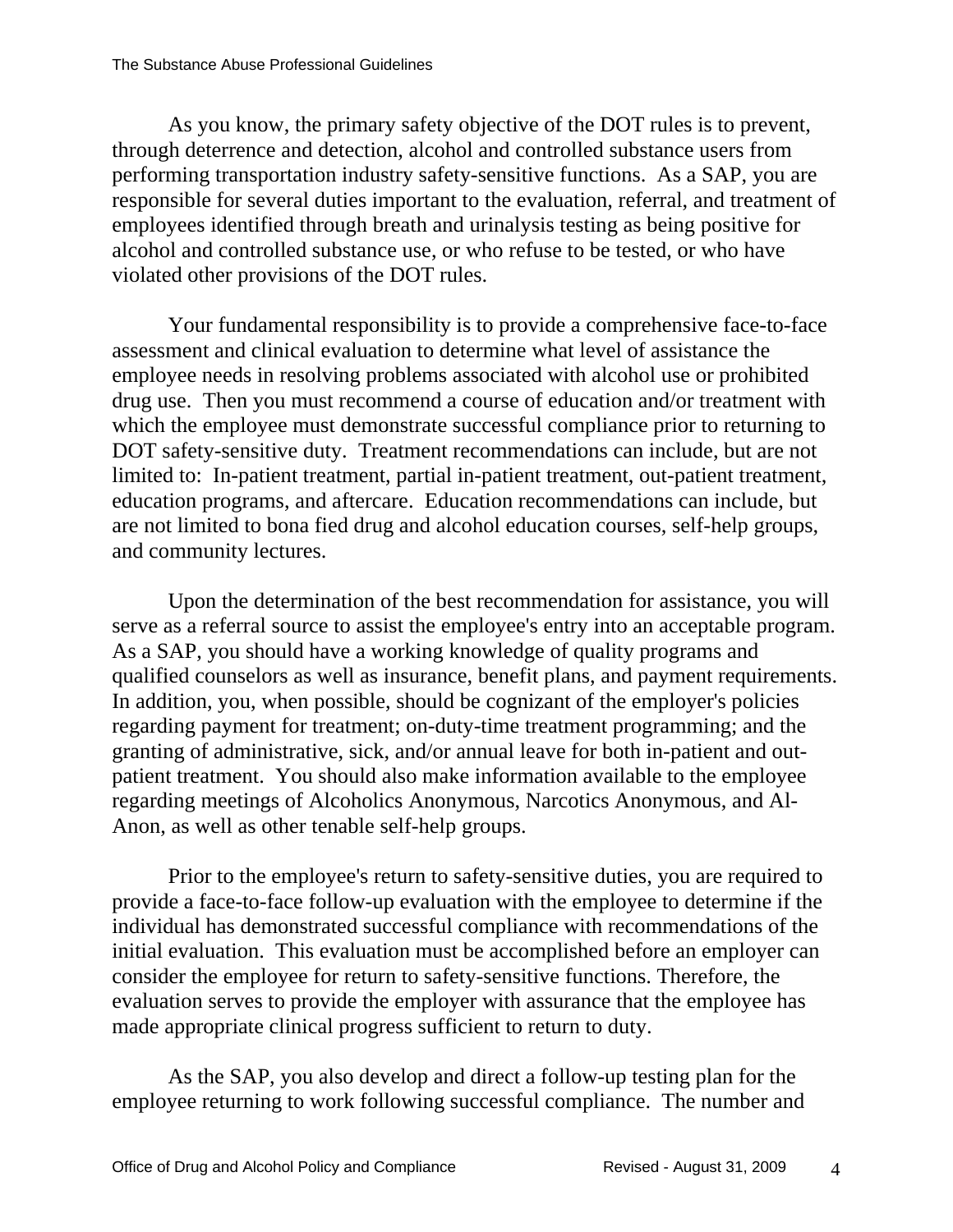As you know, the primary safety objective of the DOT rules is to prevent, through deterrence and detection, alcohol and controlled substance users from performing transportation industry safety-sensitive functions. As a SAP, you are responsible for several duties important to the evaluation, referral, and treatment of employees identified through breath and urinalysis testing as being positive for alcohol and controlled substance use, or who refuse to be tested, or who have violated other provisions of the DOT rules.

Your fundamental responsibility is to provide a comprehensive face-to-face assessment and clinical evaluation to determine what level of assistance the employee needs in resolving problems associated with alcohol use or prohibited drug use. Then you must recommend a course of education and/or treatment with which the employee must demonstrate successful compliance prior to returning to DOT safety-sensitive duty. Treatment recommendations can include, but are not limited to: In-patient treatment, partial in-patient treatment, out-patient treatment, education programs, and aftercare. Education recommendations can include, but are not limited to bona fied drug and alcohol education courses, self-help groups, and community lectures.

Upon the determination of the best recommendation for assistance, you will serve as a referral source to assist the employee's entry into an acceptable program. As a SAP, you should have a working knowledge of quality programs and qualified counselors as well as insurance, benefit plans, and payment requirements. In addition, you, when possible, should be cognizant of the employer's policies regarding payment for treatment; on-duty-time treatment programming; and the granting of administrative, sick, and/or annual leave for both in-patient and out-patient treatment. You should also make information available to the employee regarding meetings of Alcoholics Anonymous, Narcotics Anonymous, and Al-Anon, as well as other tenable self-help groups.

Prior to the employee's return to safety-sensitive duties, you are required to provide a face-to-face follow-up evaluation with the employee to determine if the individual has demonstrated successful compliance with recommendations of the initial evaluation. This evaluation must be accomplished before an employer can consider the employee for return to safety-sensitive functions. Therefore, the evaluation serves to provide the employer with assurance that the employee has made appropriate clinical progress sufficient to return to duty.

As the SAP, you also develop and direct a follow-up testing plan for the employee returning to work following successful compliance. The number and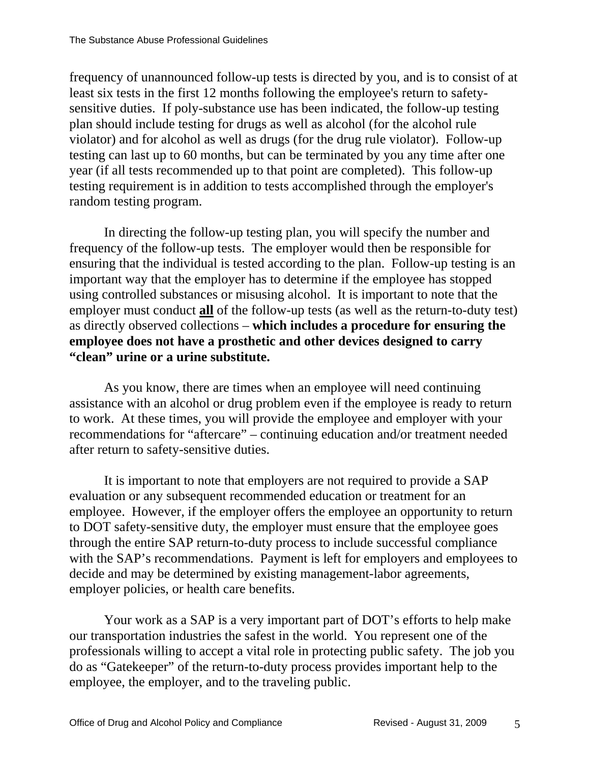frequency of unannounced follow-up tests is directed by you, and is to consist of at least six tests in the first 12 months following the employee's return to safety-sensitive duties. If poly-substance use has been indicated, the follow-up testing plan should include testing for drugs as well as alcohol (for the alcohol rule violator) and for alcohol as well as drugs (for the drug rule violator). Follow-up testing can last up to 60 months, but can be terminated by you any time after one year (if all tests recommended up to that point are completed). This follow-up testing requirement is in addition to tests accomplished through the employer's random testing program.

In directing the follow-up testing plan, you will specify the number and frequency of the follow-up tests. The employer would then be responsible for ensuring that the individual is tested according to the plan. Follow-up testing is an important way that the employer has to determine if the employee has stopped using controlled substances or misusing alcohol. It is important to note that the employer must conduct <u>**all**</u> of the follow-up tests (as well as the return-to-duty test) as directly observed collections – **which includes a procedure for ensuring the employee does not have a prosthetic and other devices designed to carry "clean" urine or a urine substitute.**

As you know, there are times when an employee will need continuing assistance with an alcohol or drug problem even if the employee is ready to return to work. At these times, you will provide the employee and employer with your recommendations for "aftercare" – continuing education and/or treatment needed after return to safety-sensitive duties.

It is important to note that employers are not required to provide a SAP evaluation or any subsequent recommended education or treatment for an employee. However, if the employer offers the employee an opportunity to return to DOT safety-sensitive duty, the employer must ensure that the employee goes through the entire SAP return-to-duty process to include successful compliance with the SAP's recommendations. Payment is left for employers and employees to decide and may be determined by existing management-labor agreements, employer policies, or health care benefits.

Your work as a SAP is a very important part of DOT's efforts to help make our transportation industries the safest in the world. You represent one of the professionals willing to accept a vital role in protecting public safety. The job you do as "Gatekeeper" of the return-to-duty process provides important help to the employee, the employer, and to the traveling public.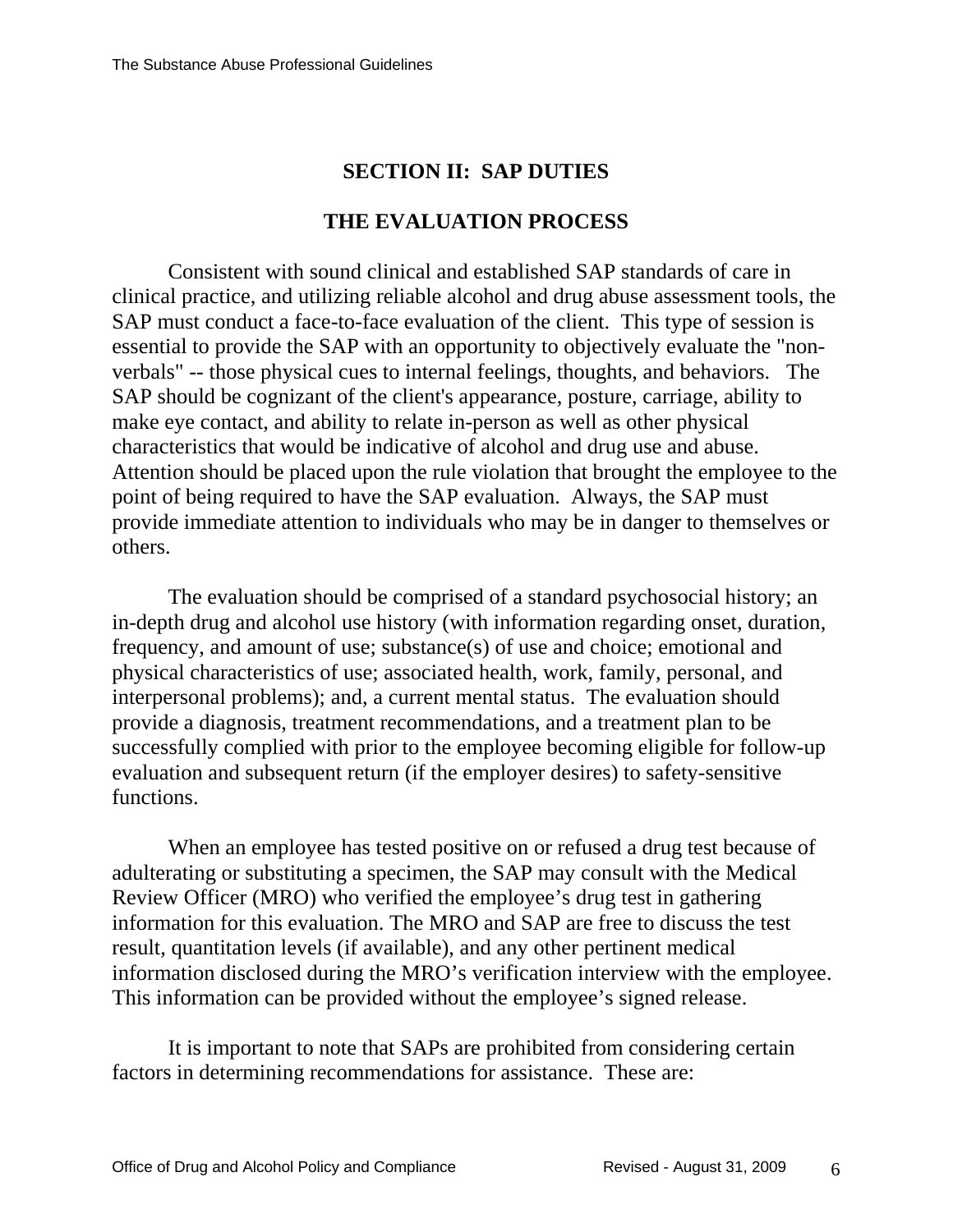## SECTION II: SAP DUTIES

## THE EVALUATION PROCESS

Consistent with sound clinical and established SAP standards of care in clinical practice, and utilizing reliable alcohol and drug abuse assessment tools, the SAP must conduct a face-to-face evaluation of the client. This type of session is essential to provide the SAP with an opportunity to objectively evaluate the "non-verbals" -- those physical cues to internal feelings, thoughts, and behaviors. The SAP should be cognizant of the client's appearance, posture, carriage, ability to make eye contact, and ability to relate in-person as well as other physical characteristics that would be indicative of alcohol and drug use and abuse. Attention should be placed upon the rule violation that brought the employee to the point of being required to have the SAP evaluation. Always, the SAP must provide immediate attention to individuals who may be in danger to themselves or others.

The evaluation should be comprised of a standard psychosocial history; an in-depth drug and alcohol use history (with information regarding onset, duration, frequency, and amount of use; substance(s) of use and choice; emotional and physical characteristics of use; associated health, work, family, personal, and interpersonal problems); and, a current mental status. The evaluation should provide a diagnosis, treatment recommendations, and a treatment plan to be successfully complied with prior to the employee becoming eligible for follow-up evaluation and subsequent return (if the employer desires) to safety-sensitive functions.

When an employee has tested positive on or refused a drug test because of adulterating or substituting a specimen, the SAP may consult with the Medical Review Officer (MRO) who verified the employee's drug test in gathering information for this evaluation. The MRO and SAP are free to discuss the test result, quantitation levels (if available), and any other pertinent medical information disclosed during the MRO's verification interview with the employee. This information can be provided without the employee's signed release.

It is important to note that SAPs are prohibited from considering certain factors in determining recommendations for assistance. These are: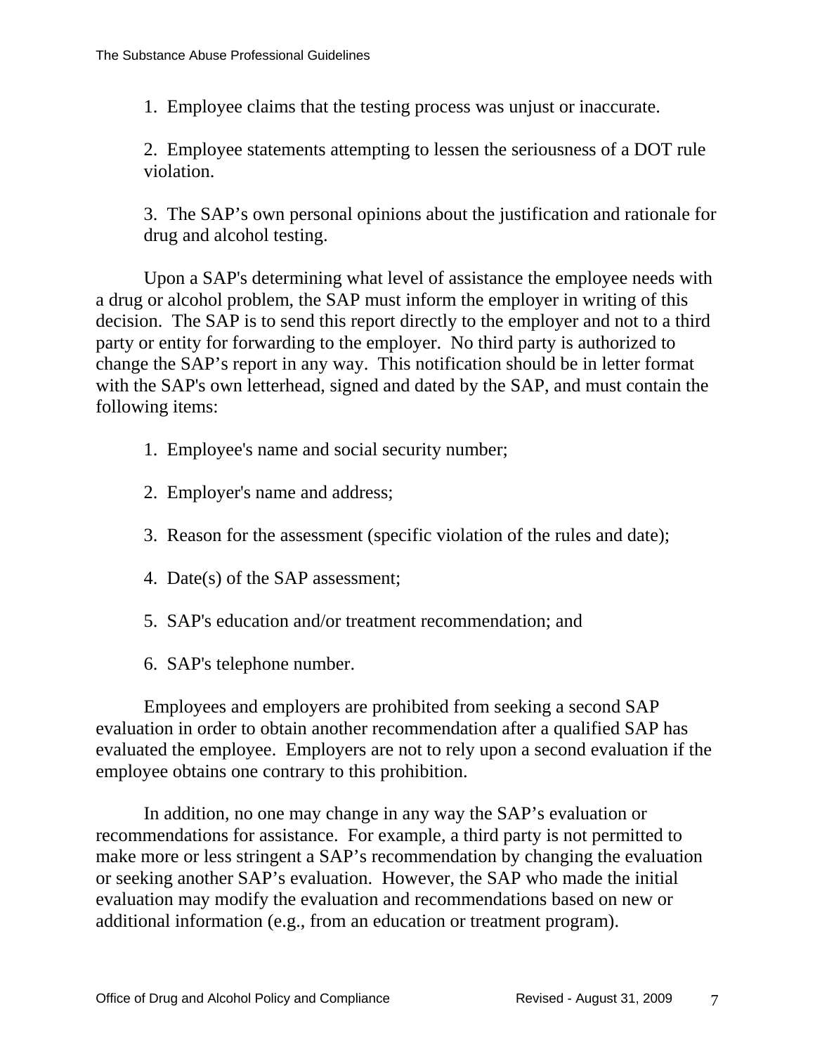1. Employee claims that the testing process was unjust or inaccurate.

2. Employee statements attempting to lessen the seriousness of a DOT rule violation.

3. The SAP's own personal opinions about the justification and rationale for drug and alcohol testing.

Upon a SAP's determining what level of assistance the employee needs with a drug or alcohol problem, the SAP must inform the employer in writing of this decision. The SAP is to send this report directly to the employer and not to a third party or entity for forwarding to the employer. No third party is authorized to change the SAP's report in any way. This notification should be in letter format with the SAP's own letterhead, signed and dated by the SAP, and must contain the following items:

1. Employee's name and social security number;

2. Employer's name and address;

3. Reason for the assessment (specific violation of the rules and date);

4. Date(s) of the SAP assessment;

5. SAP's education and/or treatment recommendation; and

6. SAP's telephone number.

Employees and employers are prohibited from seeking a second SAP evaluation in order to obtain another recommendation after a qualified SAP has evaluated the employee. Employers are not to rely upon a second evaluation if the employee obtains one contrary to this prohibition.

In addition, no one may change in any way the SAP's evaluation or recommendations for assistance. For example, a third party is not permitted to make more or less stringent a SAP's recommendation by changing the evaluation or seeking another SAP's evaluation. However, the SAP who made the initial evaluation may modify the evaluation and recommendations based on new or additional information (e.g., from an education or treatment program).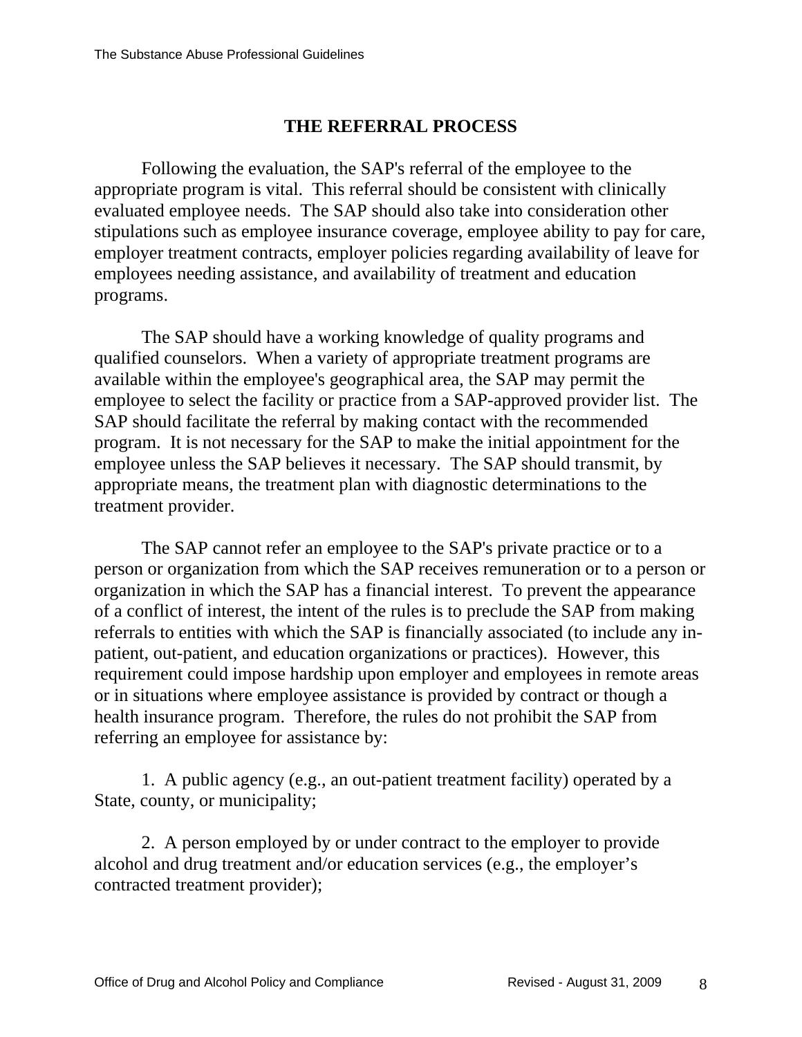## THE REFERRAL PROCESS

Following the evaluation, the SAP's referral of the employee to the appropriate program is vital. This referral should be consistent with clinically evaluated employee needs. The SAP should also take into consideration other stipulations such as employee insurance coverage, employee ability to pay for care, employer treatment contracts, employer policies regarding availability of leave for employees needing assistance, and availability of treatment and education programs.

The SAP should have a working knowledge of quality programs and qualified counselors. When a variety of appropriate treatment programs are available within the employee's geographical area, the SAP may permit the employee to select the facility or practice from a SAP-approved provider list. The SAP should facilitate the referral by making contact with the recommended program. It is not necessary for the SAP to make the initial appointment for the employee unless the SAP believes it necessary. The SAP should transmit, by appropriate means, the treatment plan with diagnostic determinations to the treatment provider.

The SAP cannot refer an employee to the SAP's private practice or to a person or organization from which the SAP receives remuneration or to a person or organization in which the SAP has a financial interest. To prevent the appearance of a conflict of interest, the intent of the rules is to preclude the SAP from making referrals to entities with which the SAP is financially associated (to include any in-patient, out-patient, and education organizations or practices). However, this requirement could impose hardship upon employer and employees in remote areas or in situations where employee assistance is provided by contract or though a health insurance program. Therefore, the rules do not prohibit the SAP from referring an employee for assistance by:

1. A public agency (e.g., an out-patient treatment facility) operated by a State, county, or municipality;

2. A person employed by or under contract to the employer to provide alcohol and drug treatment and/or education services (e.g., the employer's contracted treatment provider);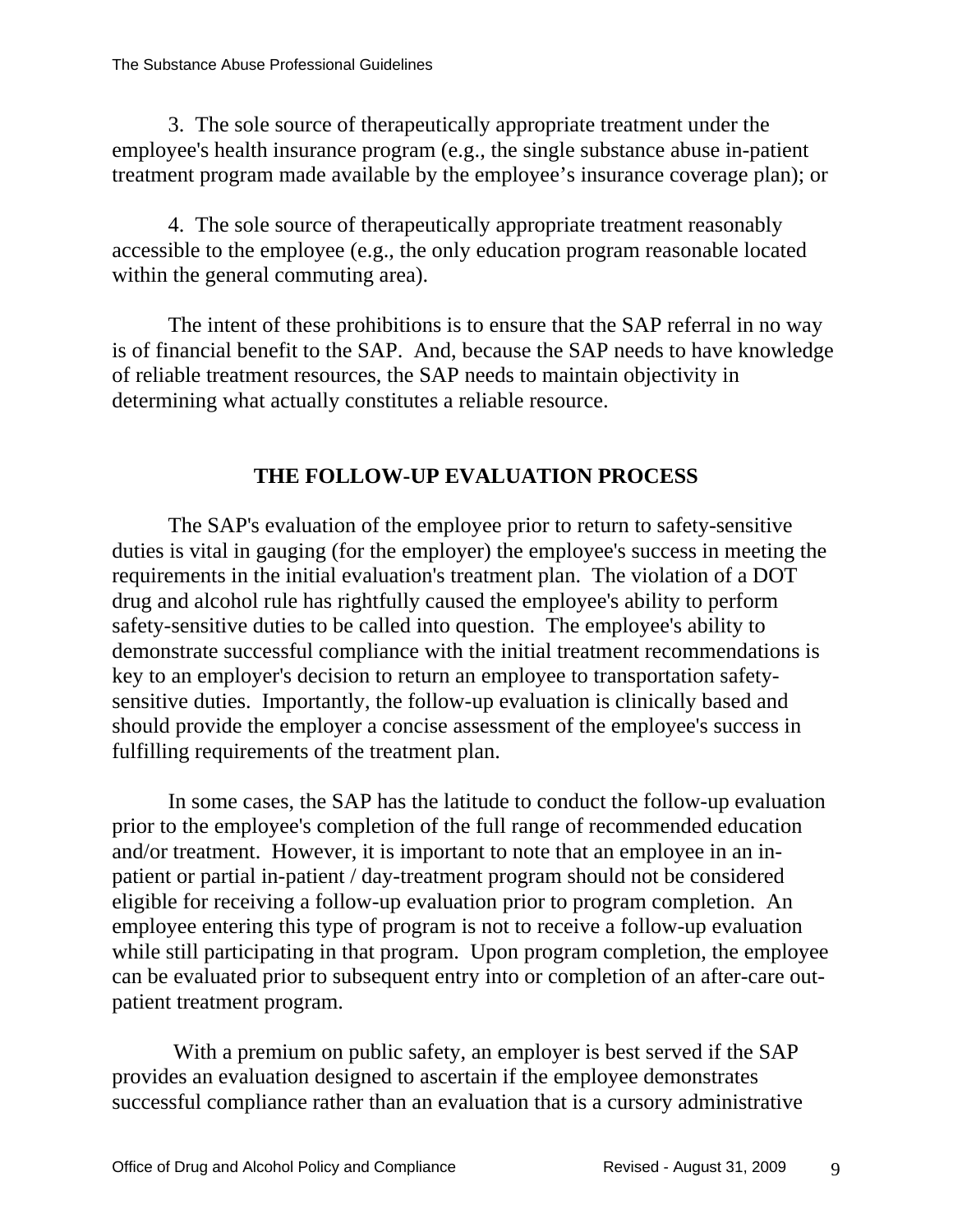3. The sole source of therapeutically appropriate treatment under the employee's health insurance program (e.g., the single substance abuse in-patient treatment program made available by the employee’s insurance coverage plan); or

4. The sole source of therapeutically appropriate treatment reasonably accessible to the employee (e.g., the only education program reasonable located within the general commuting area).

The intent of these prohibitions is to ensure that the SAP referral in no way is of financial benefit to the SAP. And, because the SAP needs to have knowledge of reliable treatment resources, the SAP needs to maintain objectivity in determining what actually constitutes a reliable resource.

## THE FOLLOW-UP EVALUATION PROCESS

The SAP's evaluation of the employee prior to return to safety-sensitive duties is vital in gauging (for the employer) the employee's success in meeting the requirements in the initial evaluation's treatment plan. The violation of a DOT drug and alcohol rule has rightfully caused the employee's ability to perform safety-sensitive duties to be called into question. The employee's ability to demonstrate successful compliance with the initial treatment recommendations is key to an employer's decision to return an employee to transportation safety-sensitive duties. Importantly, the follow-up evaluation is clinically based and should provide the employer a concise assessment of the employee's success in fulfilling requirements of the treatment plan.

In some cases, the SAP has the latitude to conduct the follow-up evaluation prior to the employee's completion of the full range of recommended education and/or treatment. However, it is important to note that an employee in an in-patient or partial in-patient / day-treatment program should not be considered eligible for receiving a follow-up evaluation prior to program completion. An employee entering this type of program is not to receive a follow-up evaluation while still participating in that program. Upon program completion, the employee can be evaluated prior to subsequent entry into or completion of an after-care out-patient treatment program.

With a premium on public safety, an employer is best served if the SAP provides an evaluation designed to ascertain if the employee demonstrates successful compliance rather than an evaluation that is a cursory administrative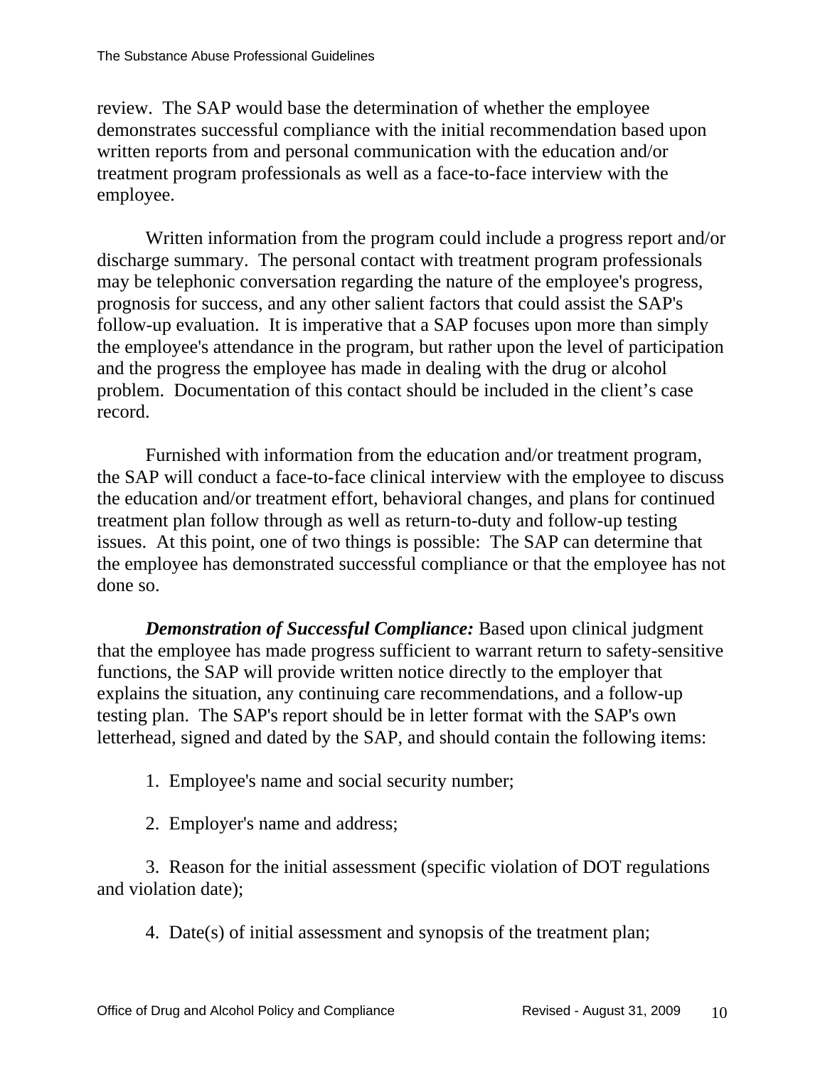review. The SAP would base the determination of whether the employee demonstrates successful compliance with the initial recommendation based upon written reports from and personal communication with the education and/or treatment program professionals as well as a face-to-face interview with the employee.

Written information from the program could include a progress report and/or discharge summary. The personal contact with treatment program professionals may be telephonic conversation regarding the nature of the employee's progress, prognosis for success, and any other salient factors that could assist the SAP's follow-up evaluation. It is imperative that a SAP focuses upon more than simply the employee's attendance in the program, but rather upon the level of participation and the progress the employee has made in dealing with the drug or alcohol problem. Documentation of this contact should be included in the client's case record.

Furnished with information from the education and/or treatment program, the SAP will conduct a face-to-face clinical interview with the employee to discuss the education and/or treatment effort, behavioral changes, and plans for continued treatment plan follow through as well as return-to-duty and follow-up testing issues. At this point, one of two things is possible: The SAP can determine that the employee has demonstrated successful compliance or that the employee has not done so.

***Demonstration of Successful Compliance:*** Based upon clinical judgment that the employee has made progress sufficient to warrant return to safety-sensitive functions, the SAP will provide written notice directly to the employer that explains the situation, any continuing care recommendations, and a follow-up testing plan. The SAP's report should be in letter format with the SAP's own letterhead, signed and dated by the SAP, and should contain the following items:

1. Employee's name and social security number;

2. Employer's name and address;

3. Reason for the initial assessment (specific violation of DOT regulations and violation date);

4. Date(s) of initial assessment and synopsis of the treatment plan;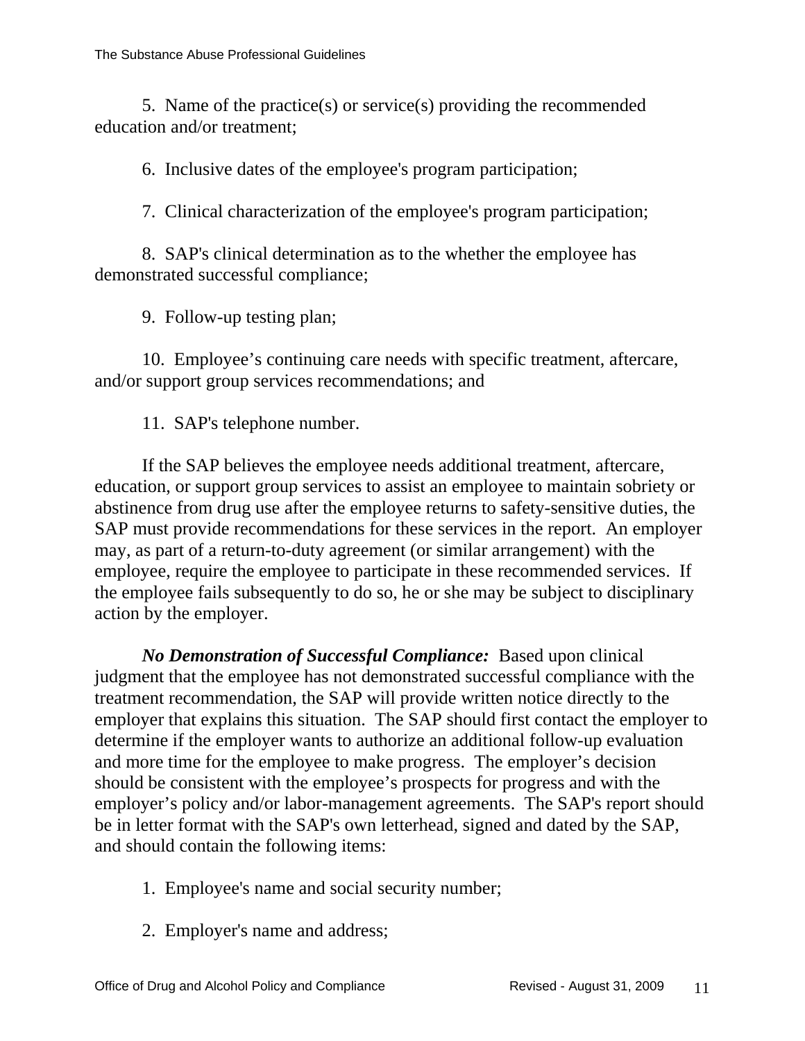5. Name of the practice(s) or service(s) providing the recommended education and/or treatment;

6. Inclusive dates of the employee's program participation;

7. Clinical characterization of the employee's program participation;

8. SAP's clinical determination as to the whether the employee has demonstrated successful compliance;

9. Follow-up testing plan;

10. Employee's continuing care needs with specific treatment, aftercare, and/or support group services recommendations; and

11. SAP's telephone number.

If the SAP believes the employee needs additional treatment, aftercare, education, or support group services to assist an employee to maintain sobriety or abstinence from drug use after the employee returns to safety-sensitive duties, the SAP must provide recommendations for these services in the report. An employer may, as part of a return-to-duty agreement (or similar arrangement) with the employee, require the employee to participate in these recommended services. If the employee fails subsequently to do so, he or she may be subject to disciplinary action by the employer.

***No Demonstration of Successful Compliance:*** Based upon clinical judgment that the employee has not demonstrated successful compliance with the treatment recommendation, the SAP will provide written notice directly to the employer that explains this situation. The SAP should first contact the employer to determine if the employer wants to authorize an additional follow-up evaluation and more time for the employee to make progress. The employer's decision should be consistent with the employee's prospects for progress and with the employer's policy and/or labor-management agreements. The SAP's report should be in letter format with the SAP's own letterhead, signed and dated by the SAP, and should contain the following items:

1. Employee's name and social security number;

2. Employer's name and address;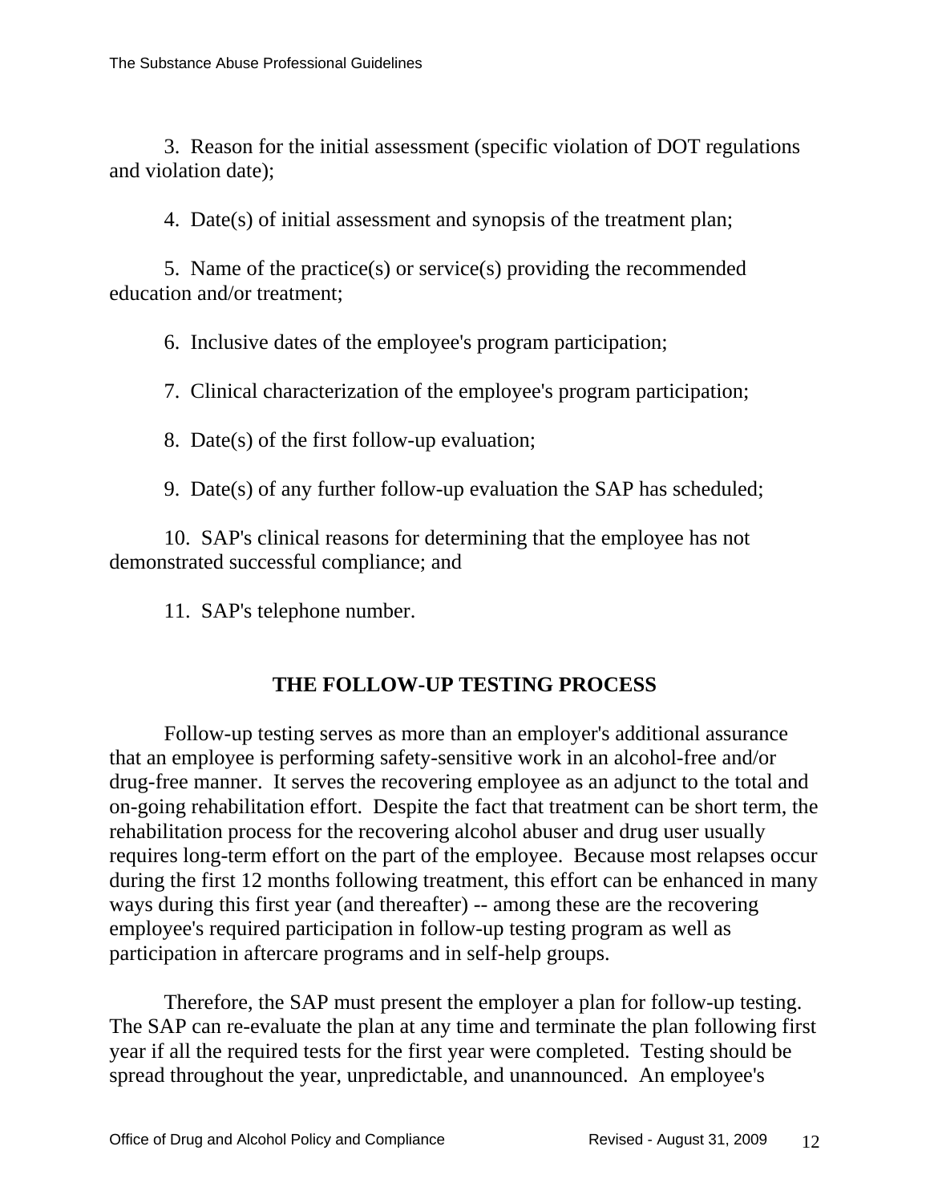3. Reason for the initial assessment (specific violation of DOT regulations and violation date);

4. Date(s) of initial assessment and synopsis of the treatment plan;

5. Name of the practice(s) or service(s) providing the recommended education and/or treatment;

6. Inclusive dates of the employee's program participation;

7. Clinical characterization of the employee's program participation;

8. Date(s) of the first follow-up evaluation;

9. Date(s) of any further follow-up evaluation the SAP has scheduled;

10. SAP's clinical reasons for determining that the employee has not demonstrated successful compliance; and

11. SAP's telephone number.

## THE FOLLOW-UP TESTING PROCESS

Follow-up testing serves as more than an employer's additional assurance that an employee is performing safety-sensitive work in an alcohol-free and/or drug-free manner. It serves the recovering employee as an adjunct to the total and on-going rehabilitation effort. Despite the fact that treatment can be short term, the rehabilitation process for the recovering alcohol abuser and drug user usually requires long-term effort on the part of the employee. Because most relapses occur during the first 12 months following treatment, this effort can be enhanced in many ways during this first year (and thereafter) -- among these are the recovering employee's required participation in follow-up testing program as well as participation in aftercare programs and in self-help groups.

Therefore, the SAP must present the employer a plan for follow-up testing. The SAP can re-evaluate the plan at any time and terminate the plan following first year if all the required tests for the first year were completed. Testing should be spread throughout the year, unpredictable, and unannounced. An employee's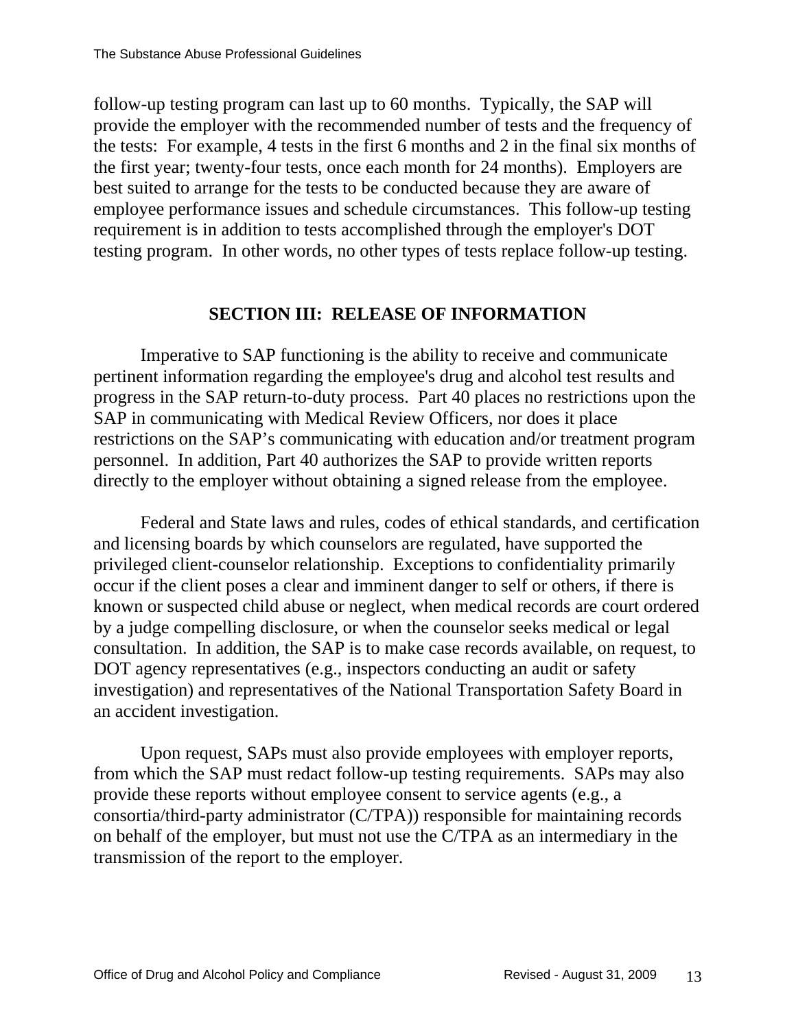follow-up testing program can last up to 60 months. Typically, the SAP will provide the employer with the recommended number of tests and the frequency of the tests: For example, 4 tests in the first 6 months and 2 in the final six months of the first year; twenty-four tests, once each month for 24 months). Employers are best suited to arrange for the tests to be conducted because they are aware of employee performance issues and schedule circumstances. This follow-up testing requirement is in addition to tests accomplished through the employer's DOT testing program. In other words, no other types of tests replace follow-up testing.

## SECTION III: RELEASE OF INFORMATION

Imperative to SAP functioning is the ability to receive and communicate pertinent information regarding the employee's drug and alcohol test results and progress in the SAP return-to-duty process. Part 40 places no restrictions upon the SAP in communicating with Medical Review Officers, nor does it place restrictions on the SAP's communicating with education and/or treatment program personnel. In addition, Part 40 authorizes the SAP to provide written reports directly to the employer without obtaining a signed release from the employee.

Federal and State laws and rules, codes of ethical standards, and certification and licensing boards by which counselors are regulated, have supported the privileged client-counselor relationship. Exceptions to confidentiality primarily occur if the client poses a clear and imminent danger to self or others, if there is known or suspected child abuse or neglect, when medical records are court ordered by a judge compelling disclosure, or when the counselor seeks medical or legal consultation. In addition, the SAP is to make case records available, on request, to DOT agency representatives (e.g., inspectors conducting an audit or safety investigation) and representatives of the National Transportation Safety Board in an accident investigation.

Upon request, SAPs must also provide employees with employer reports, from which the SAP must redact follow-up testing requirements. SAPs may also provide these reports without employee consent to service agents (e.g., a consortia/third-party administrator (C/TPA)) responsible for maintaining records on behalf of the employer, but must not use the C/TPA as an intermediary in the transmission of the report to the employer.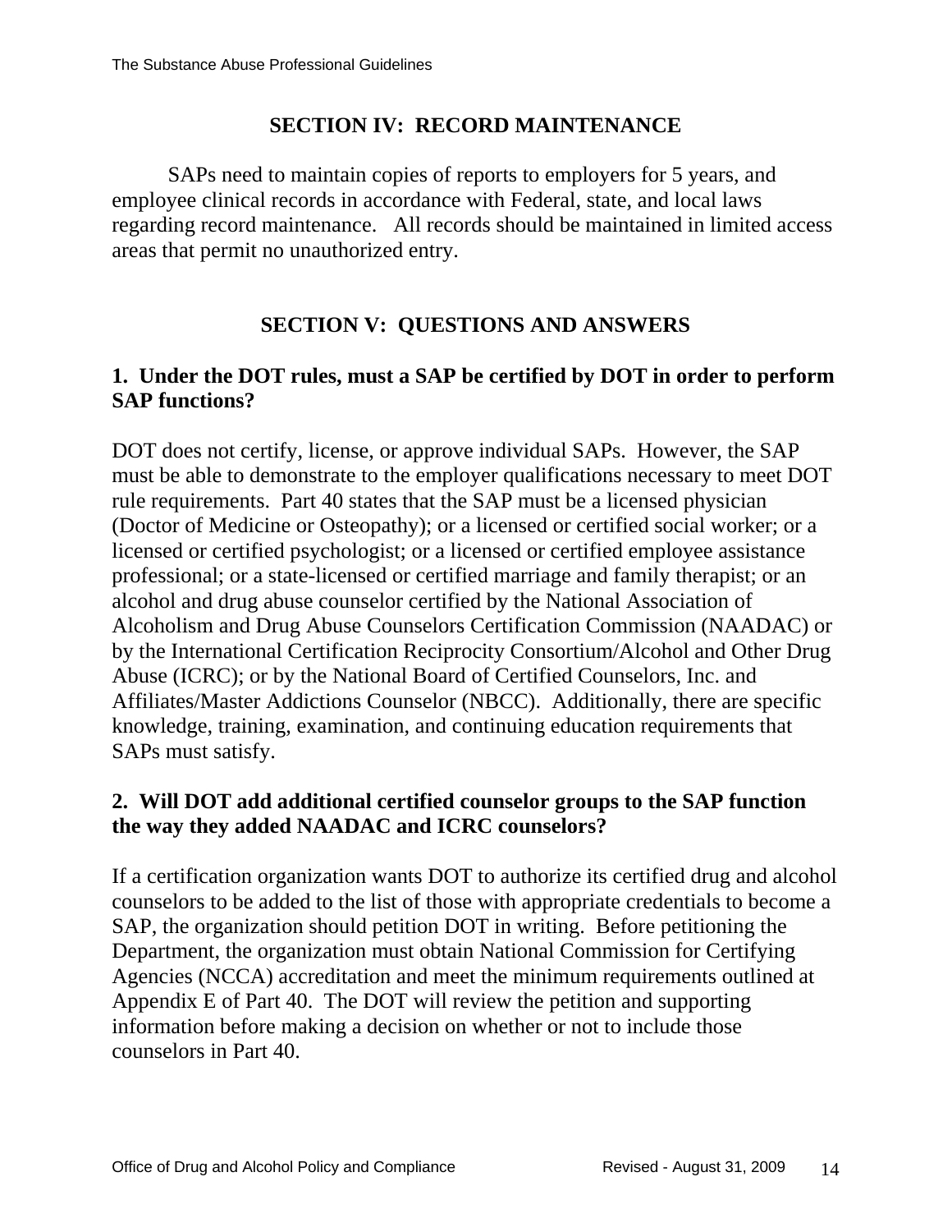## SECTION IV: RECORD MAINTENANCE

SAPs need to maintain copies of reports to employers for 5 years, and employee clinical records in accordance with Federal, state, and local laws regarding record maintenance. All records should be maintained in limited access areas that permit no unauthorized entry.

## SECTION V: QUESTIONS AND ANSWERS

### 1. Under the DOT rules, must a SAP be certified by DOT in order to perform SAP functions?

DOT does not certify, license, or approve individual SAPs. However, the SAP must be able to demonstrate to the employer qualifications necessary to meet DOT rule requirements. Part 40 states that the SAP must be a licensed physician (Doctor of Medicine or Osteopathy); or a licensed or certified social worker; or a licensed or certified psychologist; or a licensed or certified employee assistance professional; or a state-licensed or certified marriage and family therapist; or an alcohol and drug abuse counselor certified by the National Association of Alcoholism and Drug Abuse Counselors Certification Commission (NAADAC) or by the International Certification Reciprocity Consortium/Alcohol and Other Drug Abuse (ICRC); or by the National Board of Certified Counselors, Inc. and Affiliates/Master Addictions Counselor (NBCC). Additionally, there are specific knowledge, training, examination, and continuing education requirements that SAPs must satisfy.

### 2. Will DOT add additional certified counselor groups to the SAP function the way they added NAADAC and ICRC counselors?

If a certification organization wants DOT to authorize its certified drug and alcohol counselors to be added to the list of those with appropriate credentials to become a SAP, the organization should petition DOT in writing. Before petitioning the Department, the organization must obtain National Commission for Certifying Agencies (NCCA) accreditation and meet the minimum requirements outlined at Appendix E of Part 40. The DOT will review the petition and supporting information before making a decision on whether or not to include those counselors in Part 40.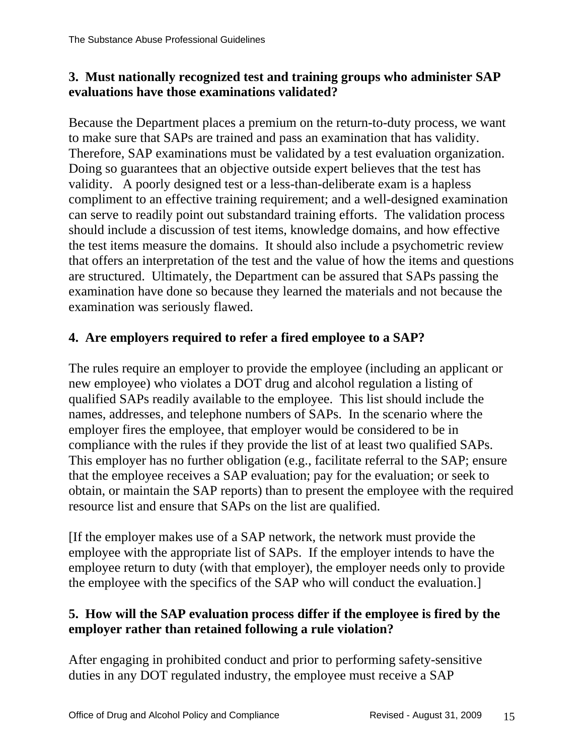**3. Must nationally recognized test and training groups who administer SAP evaluations have those examinations validated?**

Because the Department places a premium on the return-to-duty process, we want to make sure that SAPs are trained and pass an examination that has validity. Therefore, SAP examinations must be validated by a test evaluation organization. Doing so guarantees that an objective outside expert believes that the test has validity. A poorly designed test or a less-than-deliberate exam is a hapless compliment to an effective training requirement; and a well-designed examination can serve to readily point out substandard training efforts. The validation process should include a discussion of test items, knowledge domains, and how effective the test items measure the domains. It should also include a psychometric review that offers an interpretation of the test and the value of how the items and questions are structured. Ultimately, the Department can be assured that SAPs passing the examination have done so because they learned the materials and not because the examination was seriously flawed.

**4. Are employers required to refer a fired employee to a SAP?**

The rules require an employer to provide the employee (including an applicant or new employee) who violates a DOT drug and alcohol regulation a listing of qualified SAPs readily available to the employee. This list should include the names, addresses, and telephone numbers of SAPs. In the scenario where the employer fires the employee, that employer would be considered to be in compliance with the rules if they provide the list of at least two qualified SAPs. This employer has no further obligation (e.g., facilitate referral to the SAP; ensure that the employee receives a SAP evaluation; pay for the evaluation; or seek to obtain, or maintain the SAP reports) than to present the employee with the required resource list and ensure that SAPs on the list are qualified.

[If the employer makes use of a SAP network, the network must provide the employee with the appropriate list of SAPs. If the employer intends to have the employee return to duty (with that employer), the employer needs only to provide the employee with the specifics of the SAP who will conduct the evaluation.]

**5. How will the SAP evaluation process differ if the employee is fired by the employer rather than retained following a rule violation?**

After engaging in prohibited conduct and prior to performing safety-sensitive duties in any DOT regulated industry, the employee must receive a SAP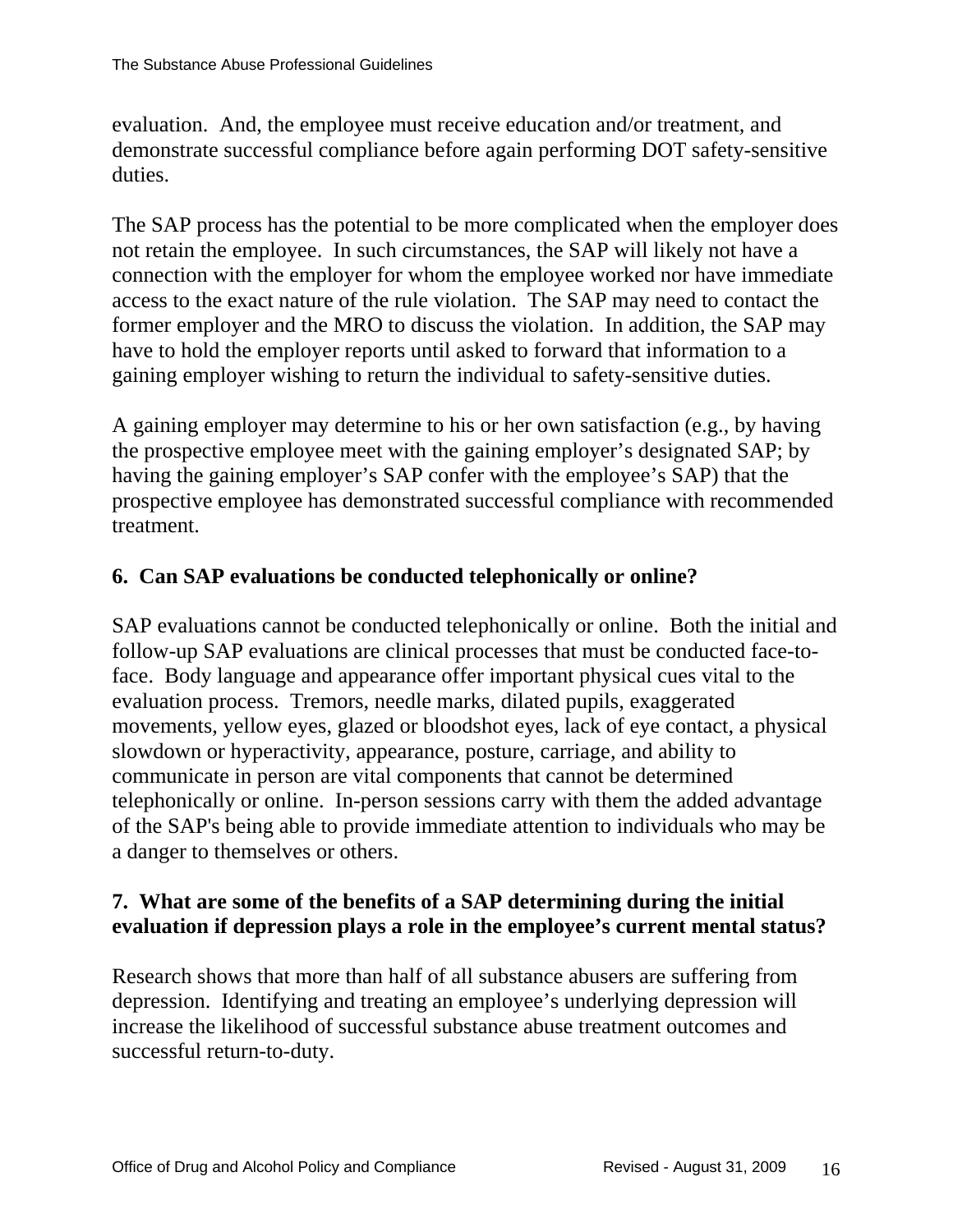evaluation. And, the employee must receive education and/or treatment, and demonstrate successful compliance before again performing DOT safety-sensitive duties.

The SAP process has the potential to be more complicated when the employer does not retain the employee. In such circumstances, the SAP will likely not have a connection with the employer for whom the employee worked nor have immediate access to the exact nature of the rule violation. The SAP may need to contact the former employer and the MRO to discuss the violation. In addition, the SAP may have to hold the employer reports until asked to forward that information to a gaining employer wishing to return the individual to safety-sensitive duties.

A gaining employer may determine to his or her own satisfaction (e.g., by having the prospective employee meet with the gaining employer's designated SAP; by having the gaining employer's SAP confer with the employee's SAP) that the prospective employee has demonstrated successful compliance with recommended treatment.

### 6. Can SAP evaluations be conducted telephonically or online?

SAP evaluations cannot be conducted telephonically or online. Both the initial and follow-up SAP evaluations are clinical processes that must be conducted face-to-face. Body language and appearance offer important physical cues vital to the evaluation process. Tremors, needle marks, dilated pupils, exaggerated movements, yellow eyes, glazed or bloodshot eyes, lack of eye contact, a physical slowdown or hyperactivity, appearance, posture, carriage, and ability to communicate in person are vital components that cannot be determined telephonically or online. In-person sessions carry with them the added advantage of the SAP's being able to provide immediate attention to individuals who may be a danger to themselves or others.

### 7. What are some of the benefits of a SAP determining during the initial evaluation if depression plays a role in the employee's current mental status?

Research shows that more than half of all substance abusers are suffering from depression. Identifying and treating an employee's underlying depression will increase the likelihood of successful substance abuse treatment outcomes and successful return-to-duty.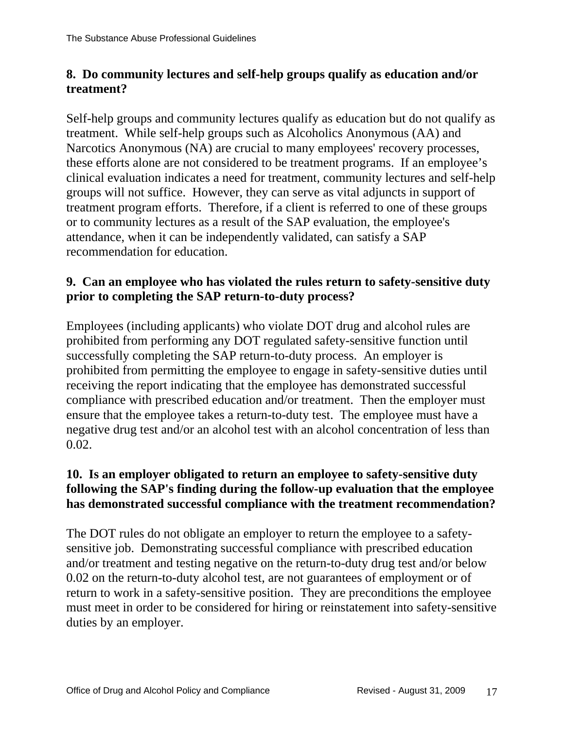**8. Do community lectures and self-help groups qualify as education and/or treatment?**

Self-help groups and community lectures qualify as education but do not qualify as treatment. While self-help groups such as Alcoholics Anonymous (AA) and Narcotics Anonymous (NA) are crucial to many employees' recovery processes, these efforts alone are not considered to be treatment programs. If an employee's clinical evaluation indicates a need for treatment, community lectures and self-help groups will not suffice. However, they can serve as vital adjuncts in support of treatment program efforts. Therefore, if a client is referred to one of these groups or to community lectures as a result of the SAP evaluation, the employee's attendance, when it can be independently validated, can satisfy a SAP recommendation for education.

**9. Can an employee who has violated the rules return to safety-sensitive duty prior to completing the SAP return-to-duty process?**

Employees (including applicants) who violate DOT drug and alcohol rules are prohibited from performing any DOT regulated safety-sensitive function until successfully completing the SAP return-to-duty process. An employer is prohibited from permitting the employee to engage in safety-sensitive duties until receiving the report indicating that the employee has demonstrated successful compliance with prescribed education and/or treatment. Then the employer must ensure that the employee takes a return-to-duty test. The employee must have a negative drug test and/or an alcohol test with an alcohol concentration of less than 0.02.

**10. Is an employer obligated to return an employee to safety-sensitive duty following the SAP's finding during the follow-up evaluation that the employee has demonstrated successful compliance with the treatment recommendation?**

The DOT rules do not obligate an employer to return the employee to a safety-sensitive job. Demonstrating successful compliance with prescribed education and/or treatment and testing negative on the return-to-duty drug test and/or below 0.02 on the return-to-duty alcohol test, are not guarantees of employment or of return to work in a safety-sensitive position. They are preconditions the employee must meet in order to be considered for hiring or reinstatement into safety-sensitive duties by an employer.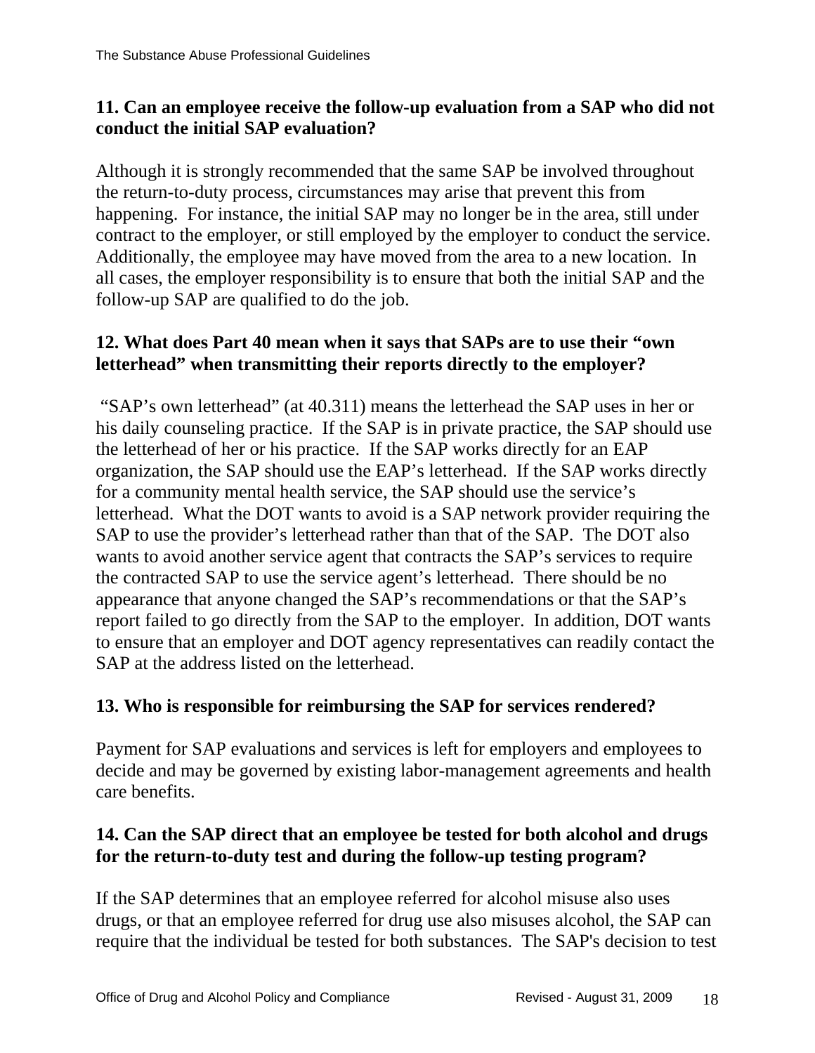### 11. Can an employee receive the follow-up evaluation from a SAP who did not conduct the initial SAP evaluation?

Although it is strongly recommended that the same SAP be involved throughout the return-to-duty process, circumstances may arise that prevent this from happening. For instance, the initial SAP may no longer be in the area, still under contract to the employer, or still employed by the employer to conduct the service. Additionally, the employee may have moved from the area to a new location. In all cases, the employer responsibility is to ensure that both the initial SAP and the follow-up SAP are qualified to do the job.

### 12. What does Part 40 mean when it says that SAPs are to use their "own letterhead" when transmitting their reports directly to the employer?

"SAP's own letterhead" (at 40.311) means the letterhead the SAP uses in her or his daily counseling practice. If the SAP is in private practice, the SAP should use the letterhead of her or his practice. If the SAP works directly for an EAP organization, the SAP should use the EAP's letterhead. If the SAP works directly for a community mental health service, the SAP should use the service's letterhead. What the DOT wants to avoid is a SAP network provider requiring the SAP to use the provider's letterhead rather than that of the SAP. The DOT also wants to avoid another service agent that contracts the SAP's services to require the contracted SAP to use the service agent's letterhead. There should be no appearance that anyone changed the SAP's recommendations or that the SAP's report failed to go directly from the SAP to the employer. In addition, DOT wants to ensure that an employer and DOT agency representatives can readily contact the SAP at the address listed on the letterhead.

### 13. Who is responsible for reimbursing the SAP for services rendered?

Payment for SAP evaluations and services is left for employers and employees to decide and may be governed by existing labor-management agreements and health care benefits.

### 14. Can the SAP direct that an employee be tested for both alcohol and drugs for the return-to-duty test and during the follow-up testing program?

If the SAP determines that an employee referred for alcohol misuse also uses drugs, or that an employee referred for drug use also misuses alcohol, the SAP can require that the individual be tested for both substances. The SAP's decision to test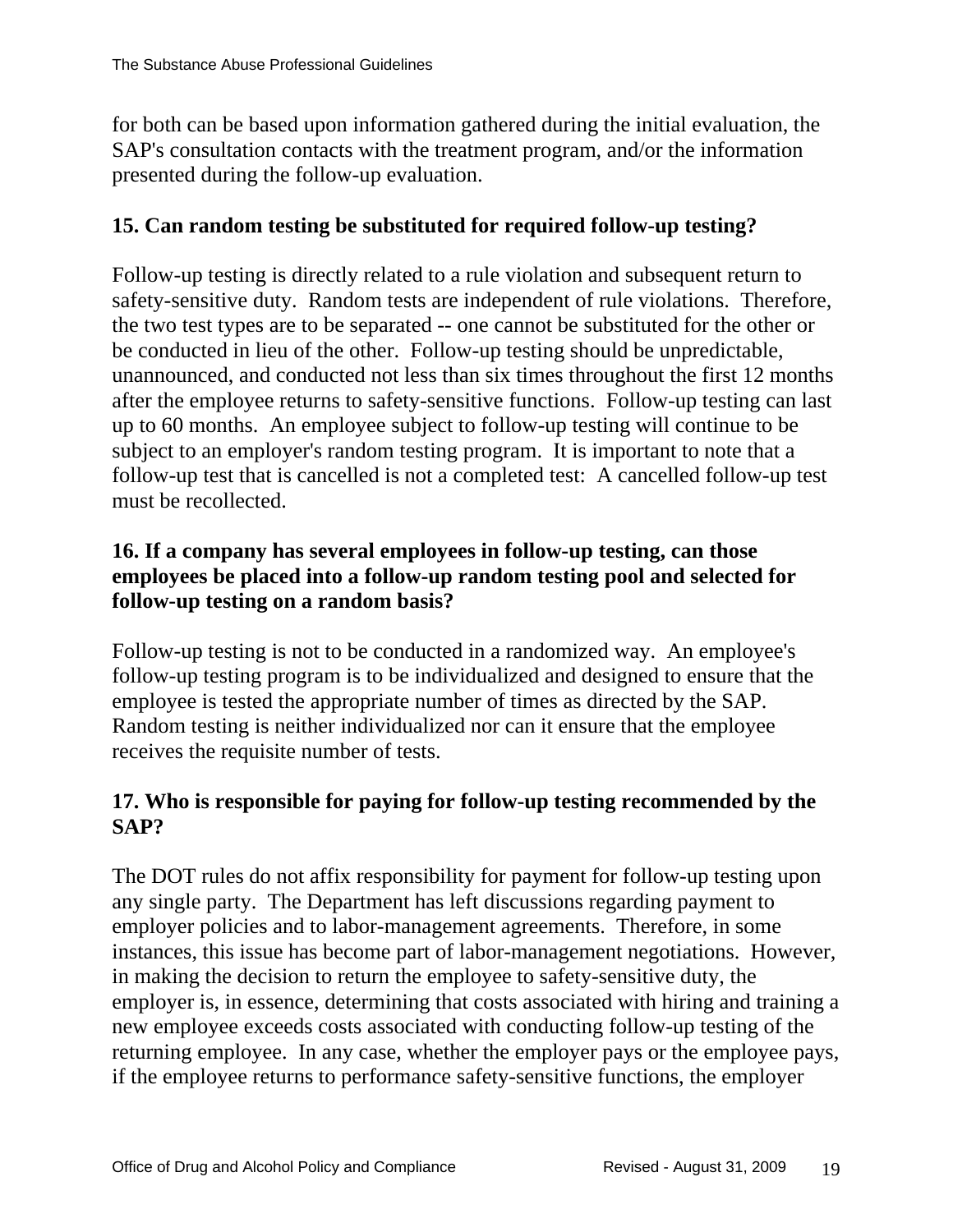for both can be based upon information gathered during the initial evaluation, the SAP's consultation contacts with the treatment program, and/or the information presented during the follow-up evaluation.

**15. Can random testing be substituted for required follow-up testing?**

Follow-up testing is directly related to a rule violation and subsequent return to safety-sensitive duty. Random tests are independent of rule violations. Therefore, the two test types are to be separated -- one cannot be substituted for the other or be conducted in lieu of the other. Follow-up testing should be unpredictable, unannounced, and conducted not less than six times throughout the first 12 months after the employee returns to safety-sensitive functions. Follow-up testing can last up to 60 months. An employee subject to follow-up testing will continue to be subject to an employer's random testing program. It is important to note that a follow-up test that is cancelled is not a completed test: A cancelled follow-up test must be recollected.

**16. If a company has several employees in follow-up testing, can those employees be placed into a follow-up random testing pool and selected for follow-up testing on a random basis?**

Follow-up testing is not to be conducted in a randomized way. An employee's follow-up testing program is to be individualized and designed to ensure that the employee is tested the appropriate number of times as directed by the SAP. Random testing is neither individualized nor can it ensure that the employee receives the requisite number of tests.

**17. Who is responsible for paying for follow-up testing recommended by the SAP?**

The DOT rules do not affix responsibility for payment for follow-up testing upon any single party. The Department has left discussions regarding payment to employer policies and to labor-management agreements. Therefore, in some instances, this issue has become part of labor-management negotiations. However, in making the decision to return the employee to safety-sensitive duty, the employer is, in essence, determining that costs associated with hiring and training a new employee exceeds costs associated with conducting follow-up testing of the returning employee. In any case, whether the employer pays or the employee pays, if the employee returns to performance safety-sensitive functions, the employer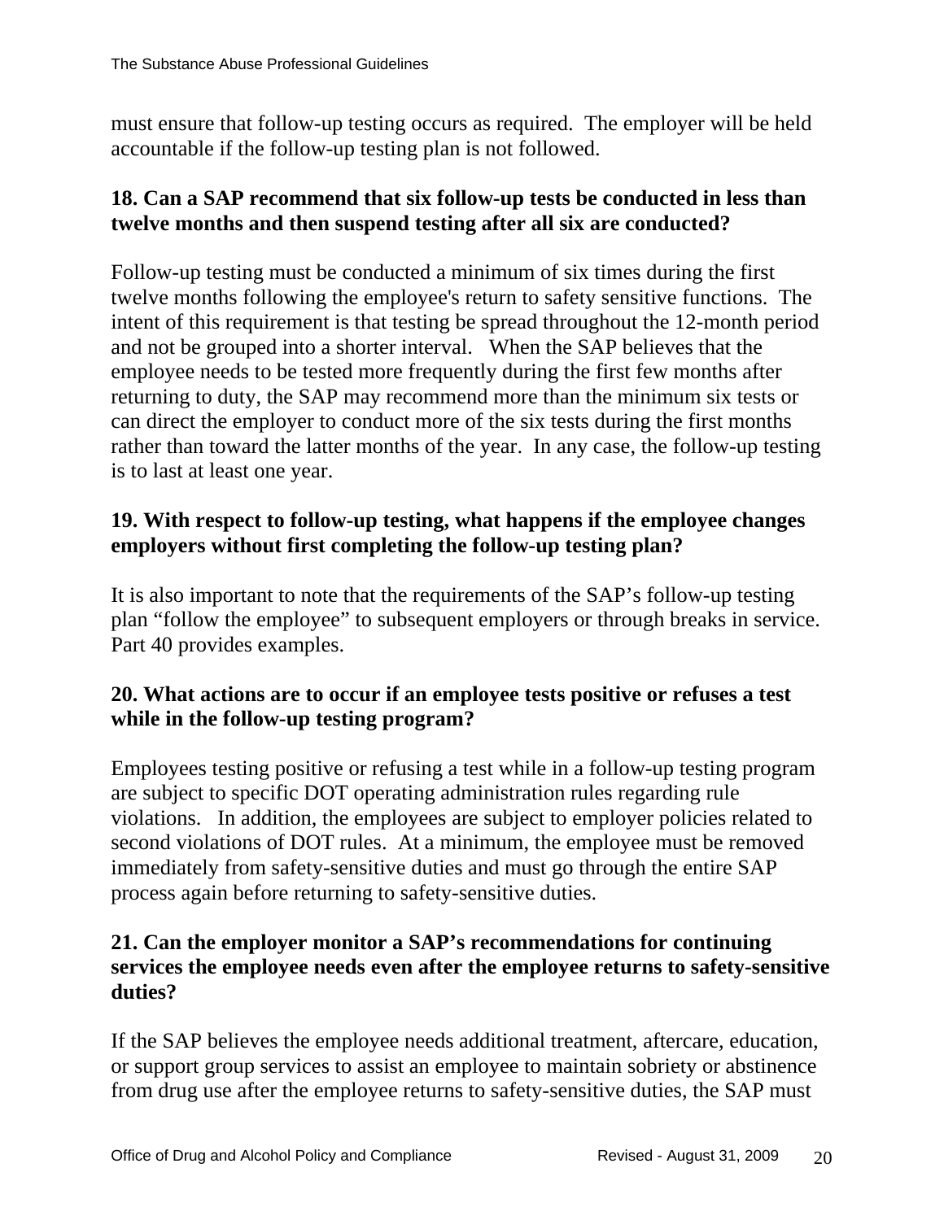must ensure that follow-up testing occurs as required. The employer will be held accountable if the follow-up testing plan is not followed.

### 18. Can a SAP recommend that six follow-up tests be conducted in less than twelve months and then suspend testing after all six are conducted?

Follow-up testing must be conducted a minimum of six times during the first twelve months following the employee's return to safety sensitive functions. The intent of this requirement is that testing be spread throughout the 12-month period and not be grouped into a shorter interval. When the SAP believes that the employee needs to be tested more frequently during the first few months after returning to duty, the SAP may recommend more than the minimum six tests or can direct the employer to conduct more of the six tests during the first months rather than toward the latter months of the year. In any case, the follow-up testing is to last at least one year.

### 19. With respect to follow-up testing, what happens if the employee changes employers without first completing the follow-up testing plan?

It is also important to note that the requirements of the SAP's follow-up testing plan "follow the employee" to subsequent employers or through breaks in service. Part 40 provides examples.

### 20. What actions are to occur if an employee tests positive or refuses a test while in the follow-up testing program?

Employees testing positive or refusing a test while in a follow-up testing program are subject to specific DOT operating administration rules regarding rule violations. In addition, the employees are subject to employer policies related to second violations of DOT rules. At a minimum, the employee must be removed immediately from safety-sensitive duties and must go through the entire SAP process again before returning to safety-sensitive duties.

### 21. Can the employer monitor a SAP's recommendations for continuing services the employee needs even after the employee returns to safety-sensitive duties?

If the SAP believes the employee needs additional treatment, aftercare, education, or support group services to assist an employee to maintain sobriety or abstinence from drug use after the employee returns to safety-sensitive duties, the SAP must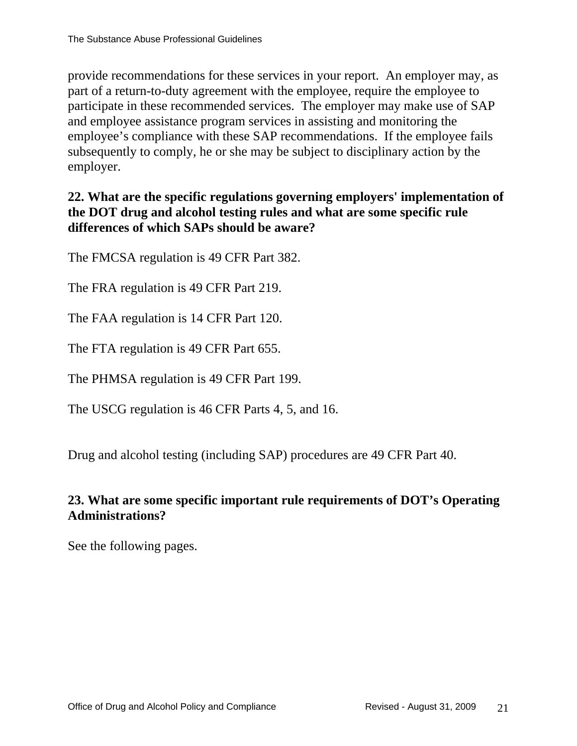provide recommendations for these services in your report. An employer may, as part of a return-to-duty agreement with the employee, require the employee to participate in these recommended services. The employer may make use of SAP and employee assistance program services in assisting and monitoring the employee's compliance with these SAP recommendations. If the employee fails subsequently to comply, he or she may be subject to disciplinary action by the employer.

**22. What are the specific regulations governing employers' implementation of the DOT drug and alcohol testing rules and what are some specific rule differences of which SAPs should be aware?**

The FMCSA regulation is 49 CFR Part 382.

The FRA regulation is 49 CFR Part 219.

The FAA regulation is 14 CFR Part 120.

The FTA regulation is 49 CFR Part 655.

The PHMSA regulation is 49 CFR Part 199.

The USCG regulation is 46 CFR Parts 4, 5, and 16.

Drug and alcohol testing (including SAP) procedures are 49 CFR Part 40.

**23. What are some specific important rule requirements of DOT's Operating Administrations?**

See the following pages.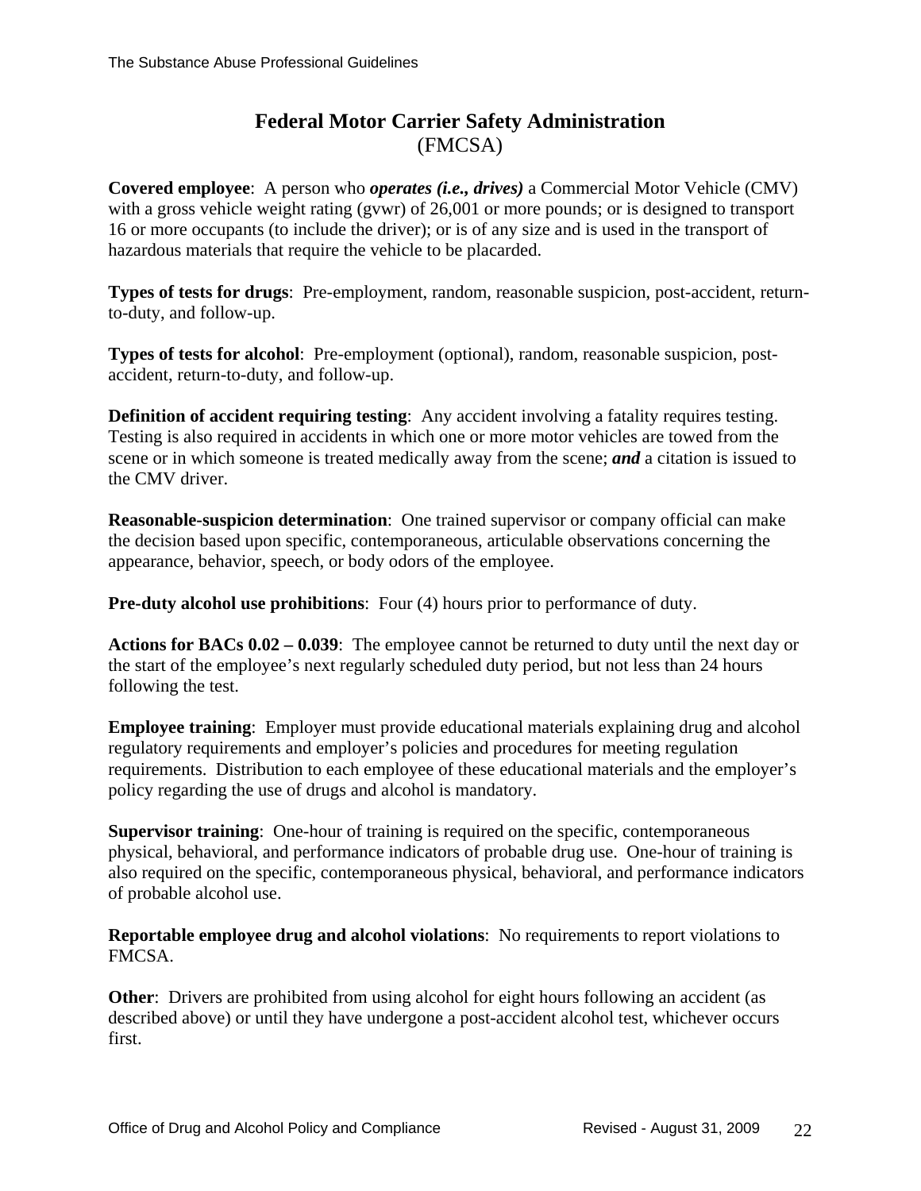## Federal Motor Carrier Safety Administration
(FMCSA)

**Covered employee**: A person who ***operates (i.e., drives)*** a Commercial Motor Vehicle (CMV) with a gross vehicle weight rating (gvwr) of 26,001 or more pounds; or is designed to transport 16 or more occupants (to include the driver); or is of any size and is used in the transport of hazardous materials that require the vehicle to be placarded.

**Types of tests for drugs**: Pre-employment, random, reasonable suspicion, post-accident, return-to-duty, and follow-up.

**Types of tests for alcohol**: Pre-employment (optional), random, reasonable suspicion, post-accident, return-to-duty, and follow-up.

**Definition of accident requiring testing**: Any accident involving a fatality requires testing. Testing is also required in accidents in which one or more motor vehicles are towed from the scene or in which someone is treated medically away from the scene; ***and*** a citation is issued to the CMV driver.

**Reasonable-suspicion determination**: One trained supervisor or company official can make the decision based upon specific, contemporaneous, articulable observations concerning the appearance, behavior, speech, or body odors of the employee.

**Pre-duty alcohol use prohibitions**: Four (4) hours prior to performance of duty.

**Actions for BACs 0.02 – 0.039**: The employee cannot be returned to duty until the next day or the start of the employee's next regularly scheduled duty period, but not less than 24 hours following the test.

**Employee training**: Employer must provide educational materials explaining drug and alcohol regulatory requirements and employer's policies and procedures for meeting regulation requirements. Distribution to each employee of these educational materials and the employer's policy regarding the use of drugs and alcohol is mandatory.

**Supervisor training**: One-hour of training is required on the specific, contemporaneous physical, behavioral, and performance indicators of probable drug use. One-hour of training is also required on the specific, contemporaneous physical, behavioral, and performance indicators of probable alcohol use.

**Reportable employee drug and alcohol violations**: No requirements to report violations to FMCSA.

**Other**: Drivers are prohibited from using alcohol for eight hours following an accident (as described above) or until they have undergone a post-accident alcohol test, whichever occurs first.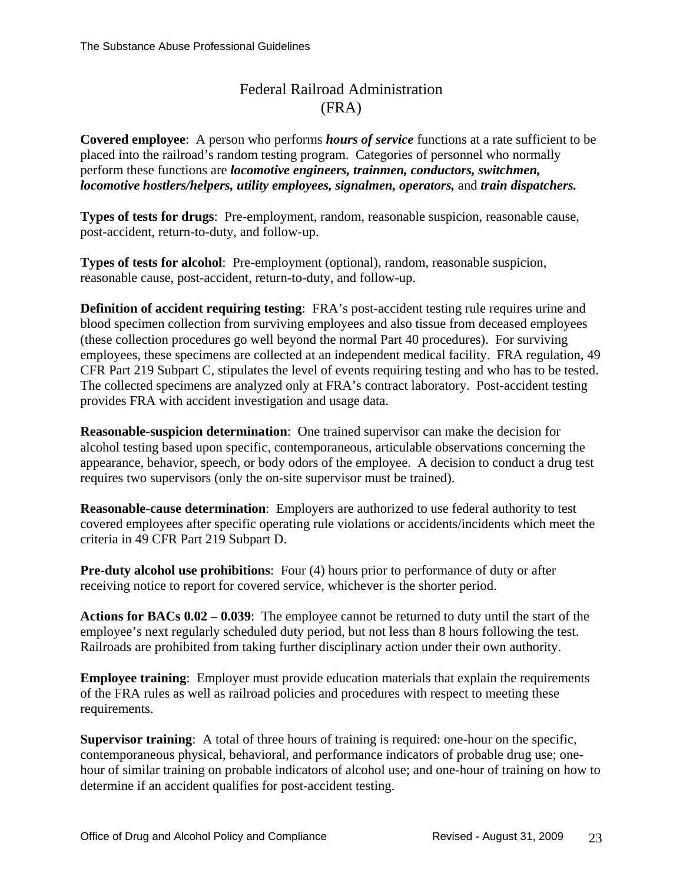# Federal Railroad Administration (FRA)

**Covered employee**: A person who performs ***hours of service*** functions at a rate sufficient to be placed into the railroad's random testing program. Categories of personnel who normally perform these functions are ***locomotive engineers, trainmen, conductors, switchmen, locomotive hostlers/helpers, utility employees, signalmen, operators,*** and ***train dispatchers.***

**Types of tests for drugs**: Pre-employment, random, reasonable suspicion, reasonable cause, post-accident, return-to-duty, and follow-up.

**Types of tests for alcohol**: Pre-employment (optional), random, reasonable suspicion, reasonable cause, post-accident, return-to-duty, and follow-up.

**Definition of accident requiring testing**: FRA's post-accident testing rule requires urine and blood specimen collection from surviving employees and also tissue from deceased employees (these collection procedures go well beyond the normal Part 40 procedures). For surviving employees, these specimens are collected at an independent medical facility. FRA regulation, 49 CFR Part 219 Subpart C, stipulates the level of events requiring testing and who has to be tested. The collected specimens are analyzed only at FRA's contract laboratory. Post-accident testing provides FRA with accident investigation and usage data.

**Reasonable-suspicion determination**: One trained supervisor can make the decision for alcohol testing based upon specific, contemporaneous, articulable observations concerning the appearance, behavior, speech, or body odors of the employee. A decision to conduct a drug test requires two supervisors (only the on-site supervisor must be trained).

**Reasonable-cause determination**: Employers are authorized to use federal authority to test covered employees after specific operating rule violations or accidents/incidents which meet the criteria in 49 CFR Part 219 Subpart D.

**Pre-duty alcohol use prohibitions**: Four (4) hours prior to performance of duty or after receiving notice to report for covered service, whichever is the shorter period.

**Actions for BACs 0.02 – 0.039**: The employee cannot be returned to duty until the start of the employee's next regularly scheduled duty period, but not less than 8 hours following the test. Railroads are prohibited from taking further disciplinary action under their own authority.

**Employee training**: Employer must provide education materials that explain the requirements of the FRA rules as well as railroad policies and procedures with respect to meeting these requirements.

**Supervisor training**: A total of three hours of training is required: one-hour on the specific, contemporaneous physical, behavioral, and performance indicators of probable drug use; one-hour of similar training on probable indicators of alcohol use; and one-hour of training on how to determine if an accident qualifies for post-accident testing.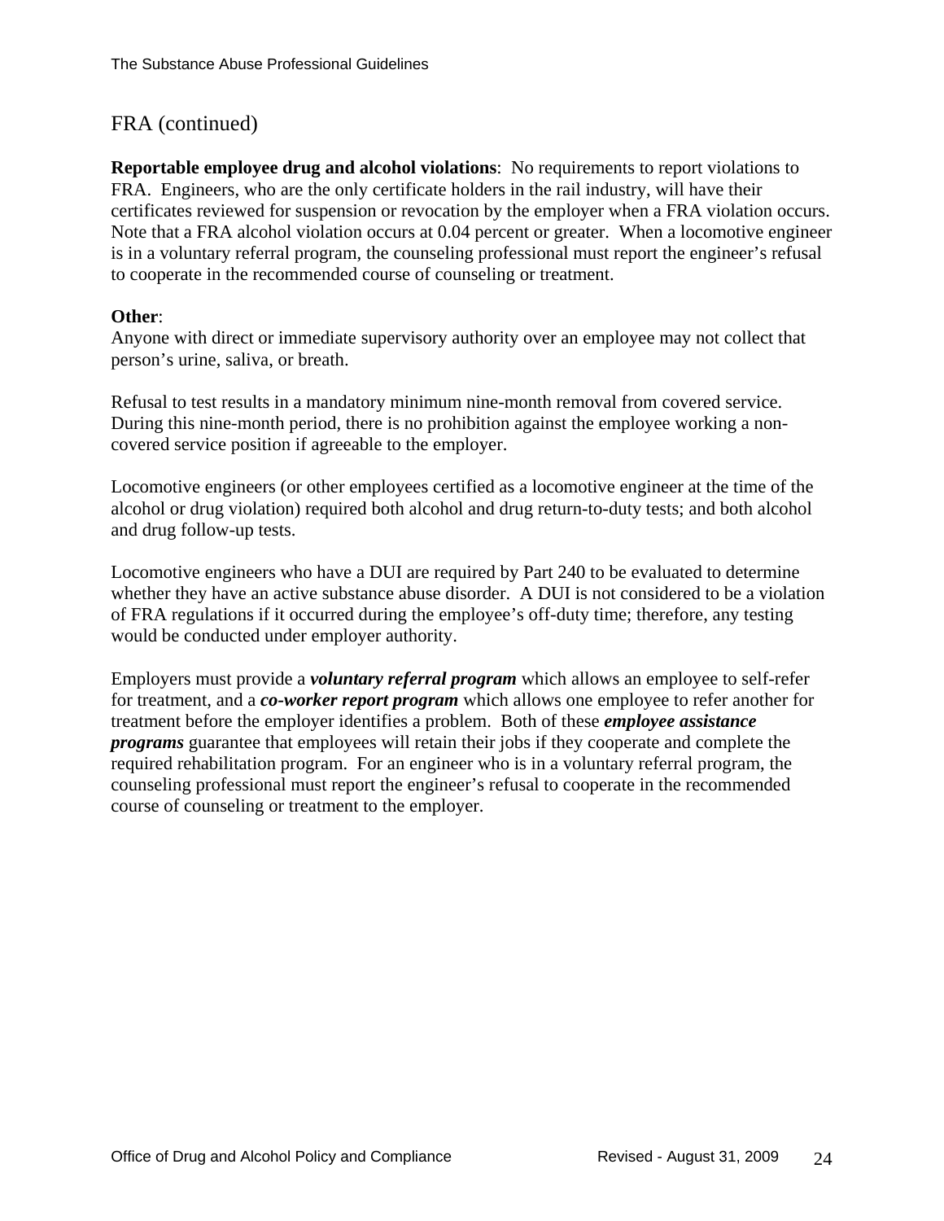## FRA (continued)

**Reportable employee drug and alcohol violations**: No requirements to report violations to FRA. Engineers, who are the only certificate holders in the rail industry, will have their certificates reviewed for suspension or revocation by the employer when a FRA violation occurs. Note that a FRA alcohol violation occurs at 0.04 percent or greater. When a locomotive engineer is in a voluntary referral program, the counseling professional must report the engineer's refusal to cooperate in the recommended course of counseling or treatment.

**Other**:
Anyone with direct or immediate supervisory authority over an employee may not collect that person's urine, saliva, or breath.

Refusal to test results in a mandatory minimum nine-month removal from covered service. During this nine-month period, there is no prohibition against the employee working a non-covered service position if agreeable to the employer.

Locomotive engineers (or other employees certified as a locomotive engineer at the time of the alcohol or drug violation) required both alcohol and drug return-to-duty tests; and both alcohol and drug follow-up tests.

Locomotive engineers who have a DUI are required by Part 240 to be evaluated to determine whether they have an active substance abuse disorder. A DUI is not considered to be a violation of FRA regulations if it occurred during the employee's off-duty time; therefore, any testing would be conducted under employer authority.

Employers must provide a ***voluntary referral program*** which allows an employee to self-refer for treatment, and a ***co-worker report program*** which allows one employee to refer another for treatment before the employer identifies a problem. Both of these ***employee assistance programs*** guarantee that employees will retain their jobs if they cooperate and complete the required rehabilitation program. For an engineer who is in a voluntary referral program, the counseling professional must report the engineer's refusal to cooperate in the recommended course of counseling or treatment to the employer.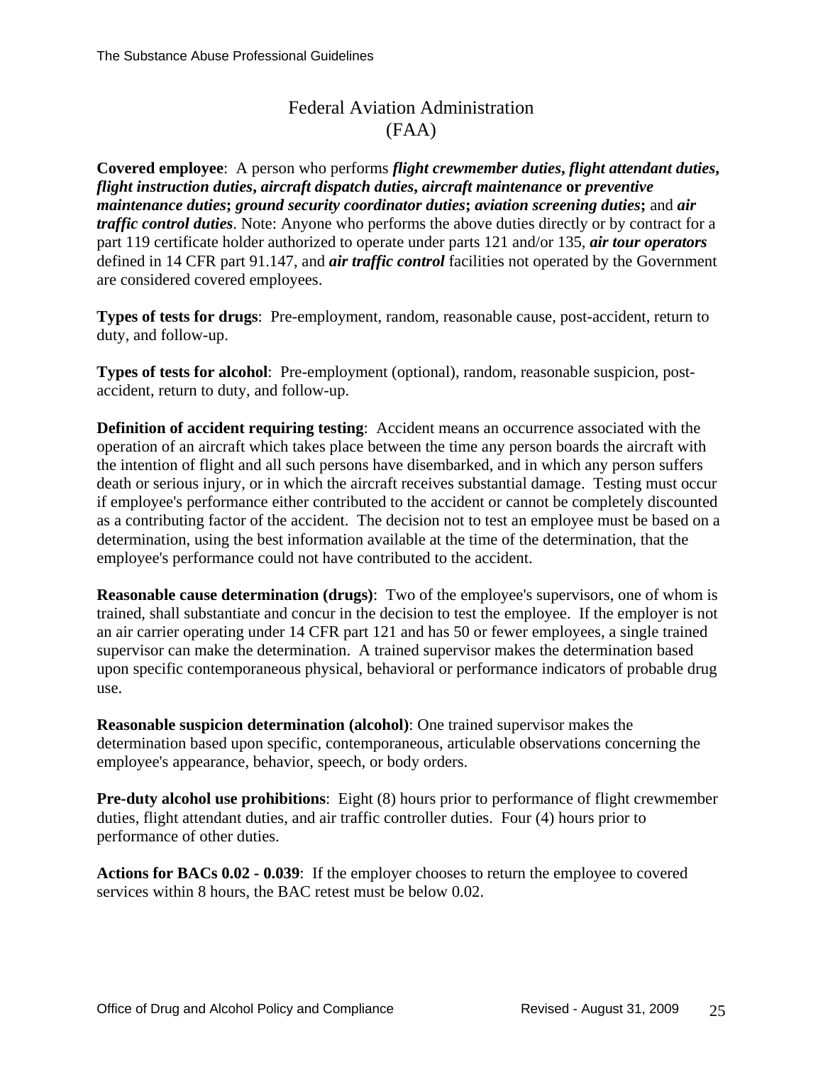# Federal Aviation Administration (FAA)

**Covered employee**: A person who performs ***flight crewmember duties, flight attendant duties, flight instruction duties, aircraft dispatch duties, aircraft maintenance* or *preventive maintenance duties*; *ground security coordinator duties*; *aviation screening duties*;** and ***air traffic control duties***. Note: Anyone who performs the above duties directly or by contract for a part 119 certificate holder authorized to operate under parts 121 and/or 135, ***air tour operators*** defined in 14 CFR part 91.147, and ***air traffic control*** facilities not operated by the Government are considered covered employees.

**Types of tests for drugs**: Pre-employment, random, reasonable cause, post-accident, return to duty, and follow-up.

**Types of tests for alcohol**: Pre-employment (optional), random, reasonable suspicion, post-accident, return to duty, and follow-up.

**Definition of accident requiring testing**: Accident means an occurrence associated with the operation of an aircraft which takes place between the time any person boards the aircraft with the intention of flight and all such persons have disembarked, and in which any person suffers death or serious injury, or in which the aircraft receives substantial damage. Testing must occur if employee's performance either contributed to the accident or cannot be completely discounted as a contributing factor of the accident. The decision not to test an employee must be based on a determination, using the best information available at the time of the determination, that the employee's performance could not have contributed to the accident.

**Reasonable cause determination (drugs)**: Two of the employee's supervisors, one of whom is trained, shall substantiate and concur in the decision to test the employee. If the employer is not an air carrier operating under 14 CFR part 121 and has 50 or fewer employees, a single trained supervisor can make the determination. A trained supervisor makes the determination based upon specific contemporaneous physical, behavioral or performance indicators of probable drug use.

**Reasonable suspicion determination (alcohol)**: One trained supervisor makes the determination based upon specific, contemporaneous, articulable observations concerning the employee's appearance, behavior, speech, or body orders.

**Pre-duty alcohol use prohibitions**: Eight (8) hours prior to performance of flight crewmember duties, flight attendant duties, and air traffic controller duties. Four (4) hours prior to performance of other duties.

**Actions for BACs 0.02 - 0.039**: If the employer chooses to return the employee to covered services within 8 hours, the BAC retest must be below 0.02.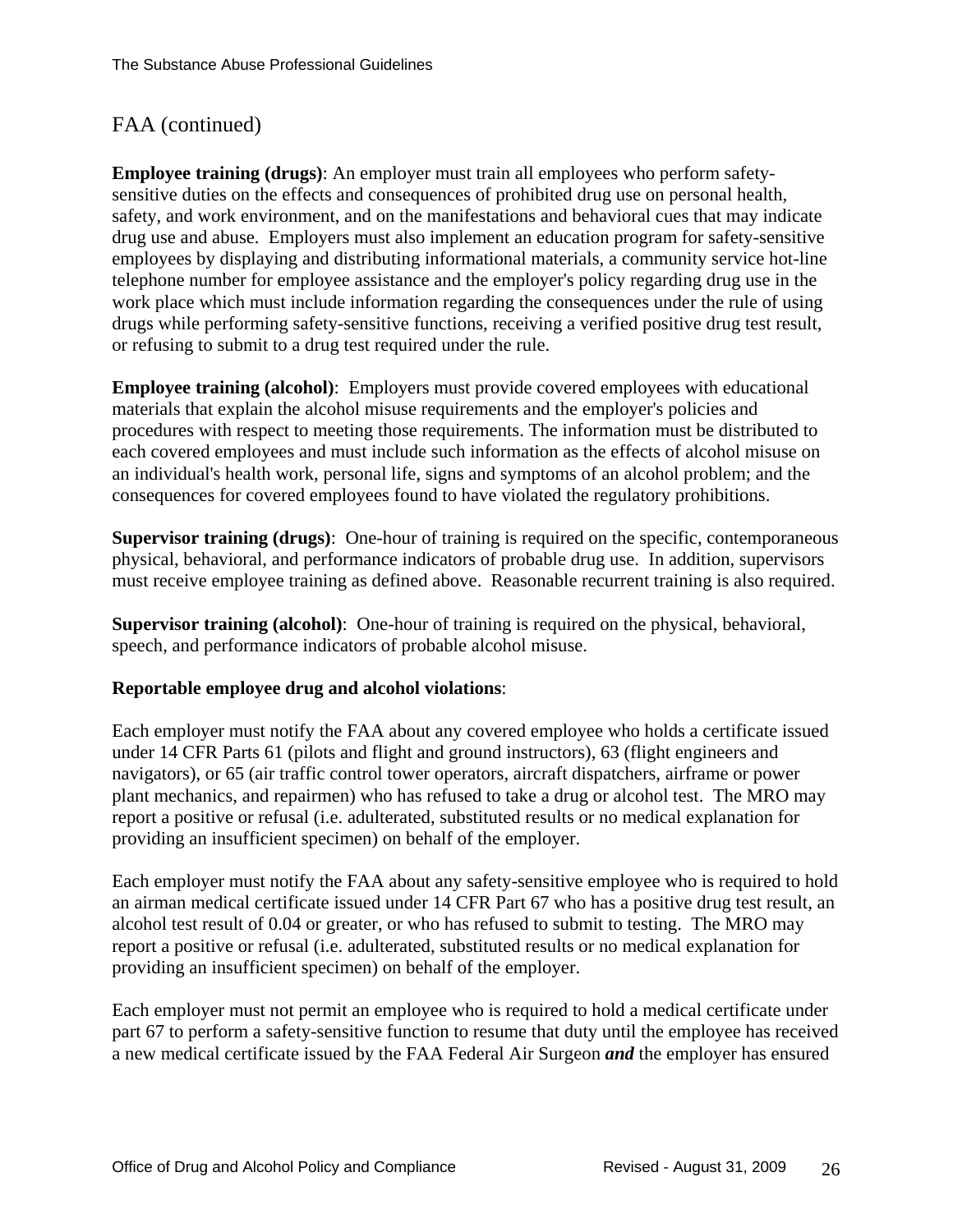## FAA (continued)

**Employee training (drugs)**: An employer must train all employees who perform safety-sensitive duties on the effects and consequences of prohibited drug use on personal health, safety, and work environment, and on the manifestations and behavioral cues that may indicate drug use and abuse. Employers must also implement an education program for safety-sensitive employees by displaying and distributing informational materials, a community service hot-line telephone number for employee assistance and the employer's policy regarding drug use in the work place which must include information regarding the consequences under the rule of using drugs while performing safety-sensitive functions, receiving a verified positive drug test result, or refusing to submit to a drug test required under the rule.

**Employee training (alcohol)**: Employers must provide covered employees with educational materials that explain the alcohol misuse requirements and the employer's policies and procedures with respect to meeting those requirements. The information must be distributed to each covered employees and must include such information as the effects of alcohol misuse on an individual's health work, personal life, signs and symptoms of an alcohol problem; and the consequences for covered employees found to have violated the regulatory prohibitions.

**Supervisor training (drugs)**: One-hour of training is required on the specific, contemporaneous physical, behavioral, and performance indicators of probable drug use. In addition, supervisors must receive employee training as defined above. Reasonable recurrent training is also required.

**Supervisor training (alcohol)**: One-hour of training is required on the physical, behavioral, speech, and performance indicators of probable alcohol misuse.

**Reportable employee drug and alcohol violations**:

Each employer must notify the FAA about any covered employee who holds a certificate issued under 14 CFR Parts 61 (pilots and flight and ground instructors), 63 (flight engineers and navigators), or 65 (air traffic control tower operators, aircraft dispatchers, airframe or power plant mechanics, and repairmen) who has refused to take a drug or alcohol test. The MRO may report a positive or refusal (i.e. adulterated, substituted results or no medical explanation for providing an insufficient specimen) on behalf of the employer.

Each employer must notify the FAA about any safety-sensitive employee who is required to hold an airman medical certificate issued under 14 CFR Part 67 who has a positive drug test result, an alcohol test result of 0.04 or greater, or who has refused to submit to testing. The MRO may report a positive or refusal (i.e. adulterated, substituted results or no medical explanation for providing an insufficient specimen) on behalf of the employer.

Each employer must not permit an employee who is required to hold a medical certificate under part 67 to perform a safety-sensitive function to resume that duty until the employee has received a new medical certificate issued by the FAA Federal Air Surgeon ***and*** the employer has ensured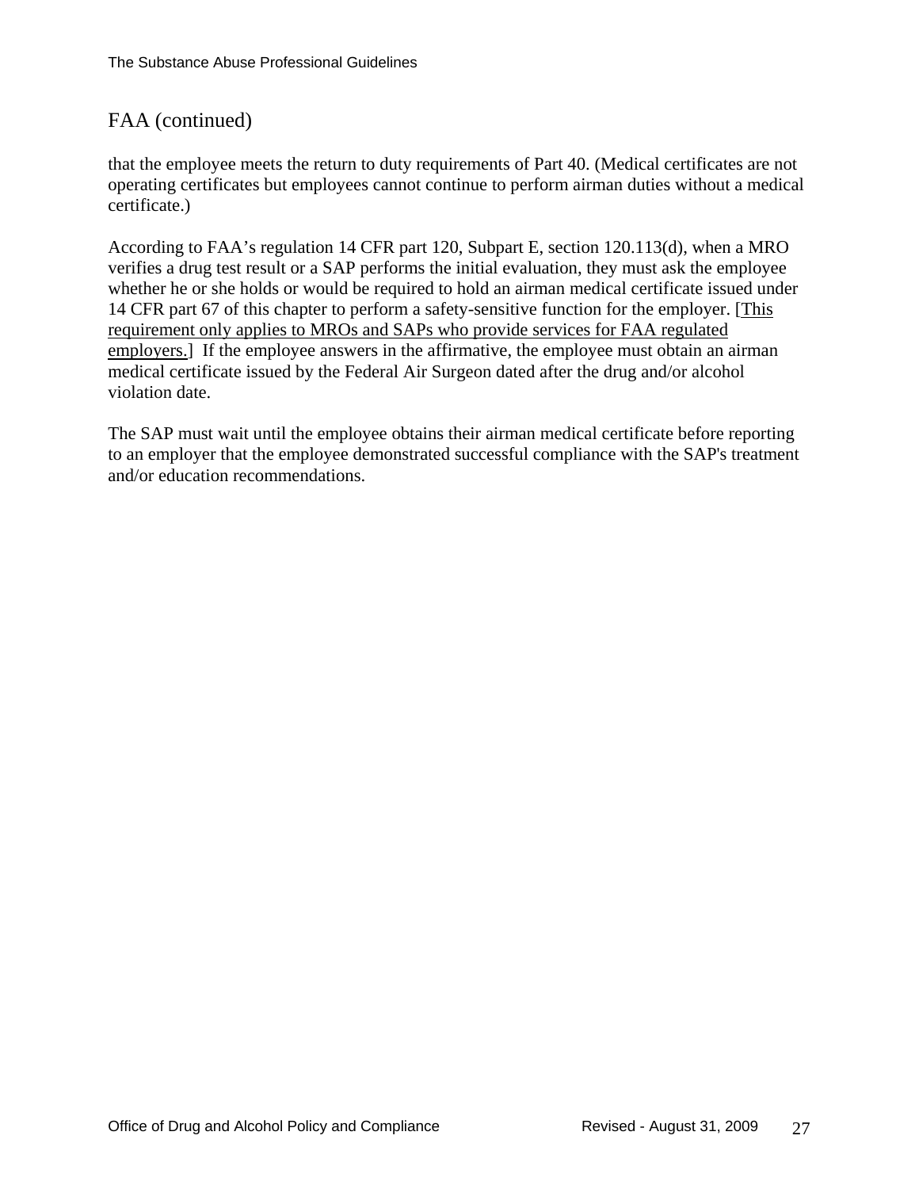## FAA (continued)

that the employee meets the return to duty requirements of Part 40. (Medical certificates are not operating certificates but employees cannot continue to perform airman duties without a medical certificate.)

According to FAA's regulation 14 CFR part 120, Subpart E, section 120.113(d), when a MRO verifies a drug test result or a SAP performs the initial evaluation, they must ask the employee whether he or she holds or would be required to hold an airman medical certificate issued under 14 CFR part 67 of this chapter to perform a safety-sensitive function for the employer. [<u>This requirement only applies to MROs and SAPs who provide services for FAA regulated employers.</u>] If the employee answers in the affirmative, the employee must obtain an airman medical certificate issued by the Federal Air Surgeon dated after the drug and/or alcohol violation date.

The SAP must wait until the employee obtains their airman medical certificate before reporting to an employer that the employee demonstrated successful compliance with the SAP's treatment and/or education recommendations.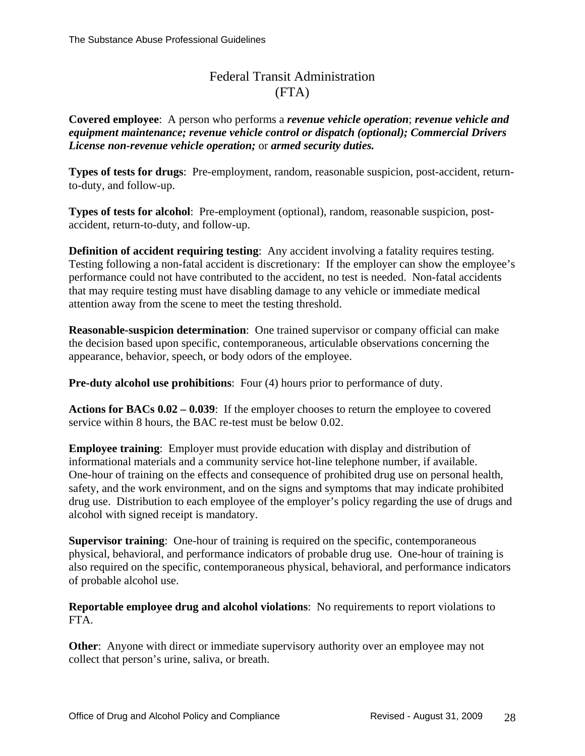# Federal Transit Administration (FTA)

**Covered employee**: A person who performs a ***revenue vehicle operation***; ***revenue vehicle and equipment maintenance; revenue vehicle control or dispatch (optional); Commercial Drivers License non-revenue vehicle operation;*** or ***armed security duties.***

**Types of tests for drugs**: Pre-employment, random, reasonable suspicion, post-accident, return-to-duty, and follow-up.

**Types of tests for alcohol**: Pre-employment (optional), random, reasonable suspicion, post-accident, return-to-duty, and follow-up.

**Definition of accident requiring testing**: Any accident involving a fatality requires testing. Testing following a non-fatal accident is discretionary: If the employer can show the employee's performance could not have contributed to the accident, no test is needed. Non-fatal accidents that may require testing must have disabling damage to any vehicle or immediate medical attention away from the scene to meet the testing threshold.

**Reasonable-suspicion determination**: One trained supervisor or company official can make the decision based upon specific, contemporaneous, articulable observations concerning the appearance, behavior, speech, or body odors of the employee.

**Pre-duty alcohol use prohibitions**: Four (4) hours prior to performance of duty.

**Actions for BACs 0.02 – 0.039**: If the employer chooses to return the employee to covered service within 8 hours, the BAC re-test must be below 0.02.

**Employee training**: Employer must provide education with display and distribution of informational materials and a community service hot-line telephone number, if available. One-hour of training on the effects and consequence of prohibited drug use on personal health, safety, and the work environment, and on the signs and symptoms that may indicate prohibited drug use. Distribution to each employee of the employer's policy regarding the use of drugs and alcohol with signed receipt is mandatory.

**Supervisor training**: One-hour of training is required on the specific, contemporaneous physical, behavioral, and performance indicators of probable drug use. One-hour of training is also required on the specific, contemporaneous physical, behavioral, and performance indicators of probable alcohol use.

**Reportable employee drug and alcohol violations**: No requirements to report violations to FTA.

**Other**: Anyone with direct or immediate supervisory authority over an employee may not collect that person's urine, saliva, or breath.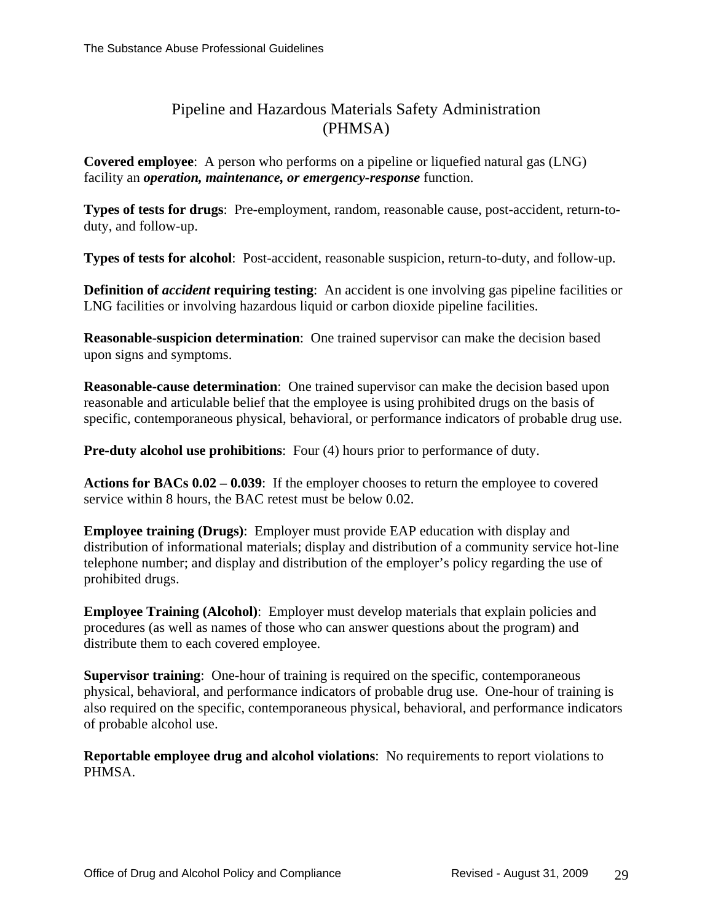## Pipeline and Hazardous Materials Safety Administration (PHMSA)

**Covered employee**: A person who performs on a pipeline or liquefied natural gas (LNG) facility an ***operation, maintenance, or emergency-response*** function.

**Types of tests for drugs**: Pre-employment, random, reasonable cause, post-accident, return-to-duty, and follow-up.

**Types of tests for alcohol**: Post-accident, reasonable suspicion, return-to-duty, and follow-up.

**Definition of *accident* requiring testing**: An accident is one involving gas pipeline facilities or LNG facilities or involving hazardous liquid or carbon dioxide pipeline facilities.

**Reasonable-suspicion determination**: One trained supervisor can make the decision based upon signs and symptoms.

**Reasonable-cause determination**: One trained supervisor can make the decision based upon reasonable and articulable belief that the employee is using prohibited drugs on the basis of specific, contemporaneous physical, behavioral, or performance indicators of probable drug use.

**Pre-duty alcohol use prohibitions**: Four (4) hours prior to performance of duty.

**Actions for BACs 0.02 – 0.039**: If the employer chooses to return the employee to covered service within 8 hours, the BAC retest must be below 0.02.

**Employee training (Drugs)**: Employer must provide EAP education with display and distribution of informational materials; display and distribution of a community service hot-line telephone number; and display and distribution of the employer's policy regarding the use of prohibited drugs.

**Employee Training (Alcohol)**: Employer must develop materials that explain policies and procedures (as well as names of those who can answer questions about the program) and distribute them to each covered employee.

**Supervisor training**: One-hour of training is required on the specific, contemporaneous physical, behavioral, and performance indicators of probable drug use. One-hour of training is also required on the specific, contemporaneous physical, behavioral, and performance indicators of probable alcohol use.

**Reportable employee drug and alcohol violations**: No requirements to report violations to PHMSA.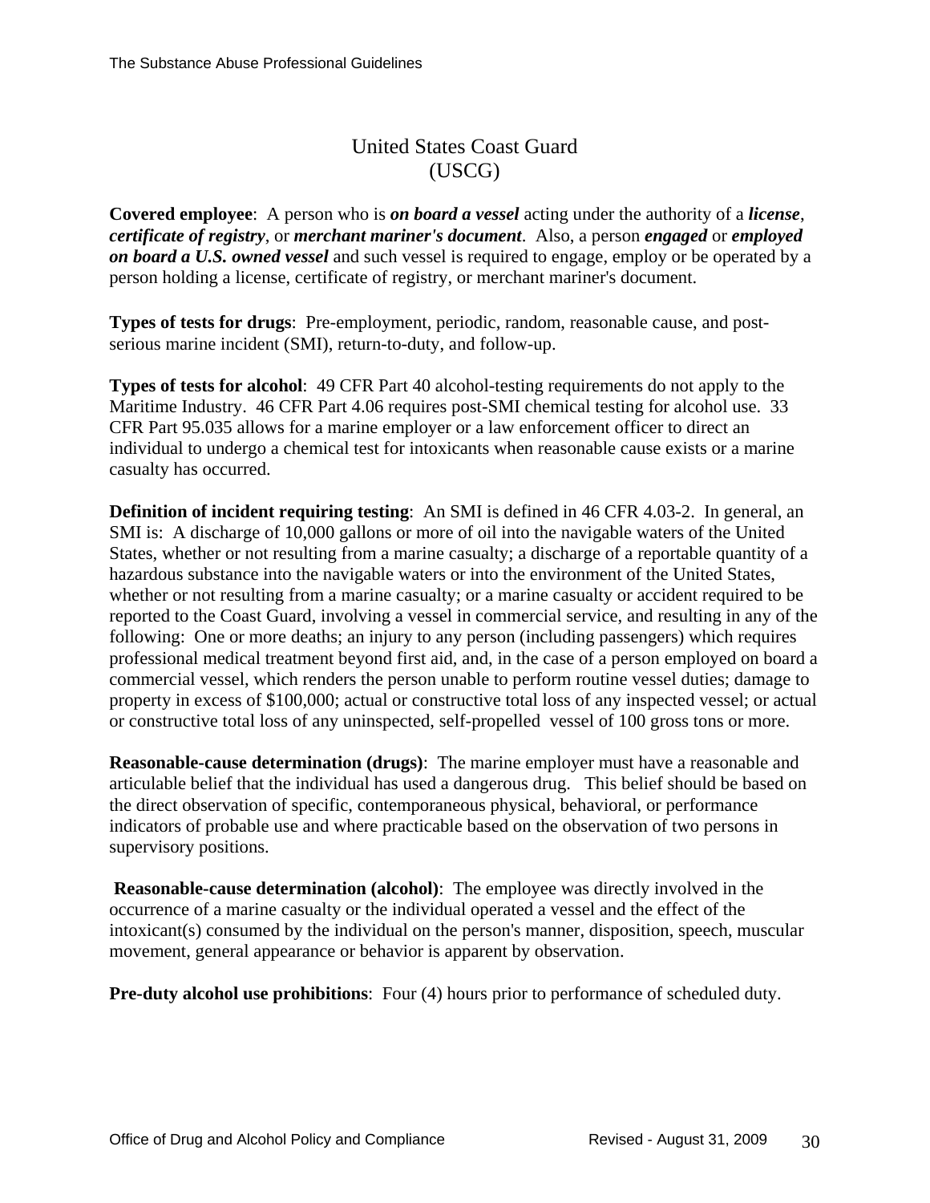## United States Coast Guard (USCG)

**Covered employee**: A person who is ***on board a vessel*** acting under the authority of a ***license***, ***certificate of registry***, or ***merchant mariner's document***. Also, a person ***engaged*** or ***employed on board a U.S. owned vessel*** and such vessel is required to engage, employ or be operated by a person holding a license, certificate of registry, or merchant mariner's document.

**Types of tests for drugs**: Pre-employment, periodic, random, reasonable cause, and post-serious marine incident (SMI), return-to-duty, and follow-up.

**Types of tests for alcohol**: 49 CFR Part 40 alcohol-testing requirements do not apply to the Maritime Industry. 46 CFR Part 4.06 requires post-SMI chemical testing for alcohol use. 33 CFR Part 95.035 allows for a marine employer or a law enforcement officer to direct an individual to undergo a chemical test for intoxicants when reasonable cause exists or a marine casualty has occurred.

**Definition of incident requiring testing**: An SMI is defined in 46 CFR 4.03-2. In general, an SMI is: A discharge of 10,000 gallons or more of oil into the navigable waters of the United States, whether or not resulting from a marine casualty; a discharge of a reportable quantity of a hazardous substance into the navigable waters or into the environment of the United States, whether or not resulting from a marine casualty; or a marine casualty or accident required to be reported to the Coast Guard, involving a vessel in commercial service, and resulting in any of the following: One or more deaths; an injury to any person (including passengers) which requires professional medical treatment beyond first aid, and, in the case of a person employed on board a commercial vessel, which renders the person unable to perform routine vessel duties; damage to property in excess of $100,000; actual or constructive total loss of any inspected vessel; or actual or constructive total loss of any uninspected, self-propelled vessel of 100 gross tons or more.

**Reasonable-cause determination (drugs)**: The marine employer must have a reasonable and articulable belief that the individual has used a dangerous drug. This belief should be based on the direct observation of specific, contemporaneous physical, behavioral, or performance indicators of probable use and where practicable based on the observation of two persons in supervisory positions.

**Reasonable-cause determination (alcohol)**: The employee was directly involved in the occurrence of a marine casualty or the individual operated a vessel and the effect of the intoxicant(s) consumed by the individual on the person's manner, disposition, speech, muscular movement, general appearance or behavior is apparent by observation.

**Pre-duty alcohol use prohibitions**: Four (4) hours prior to performance of scheduled duty.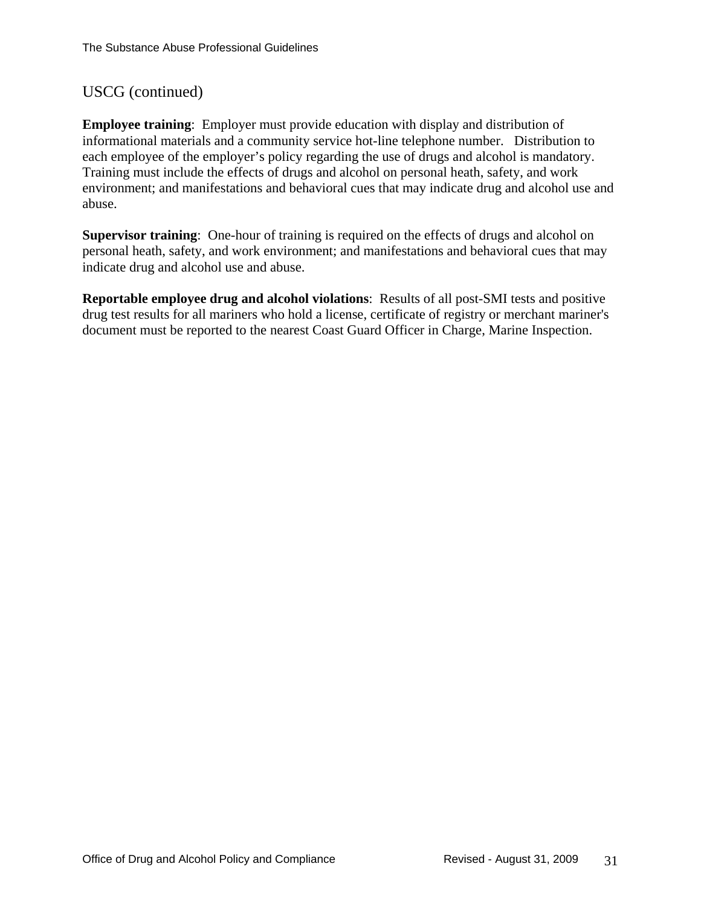## USCG (continued)

**Employee training**: Employer must provide education with display and distribution of informational materials and a community service hot-line telephone number. Distribution to each employee of the employer's policy regarding the use of drugs and alcohol is mandatory. Training must include the effects of drugs and alcohol on personal heath, safety, and work environment; and manifestations and behavioral cues that may indicate drug and alcohol use and abuse.

**Supervisor training**: One-hour of training is required on the effects of drugs and alcohol on personal heath, safety, and work environment; and manifestations and behavioral cues that may indicate drug and alcohol use and abuse.

**Reportable employee drug and alcohol violations**: Results of all post-SMI tests and positive drug test results for all mariners who hold a license, certificate of registry or merchant mariner's document must be reported to the nearest Coast Guard Officer in Charge, Marine Inspection.